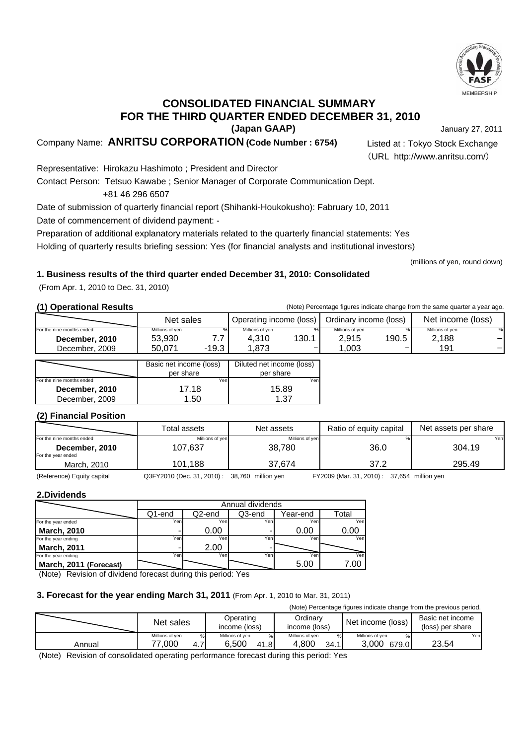# CONSOLIDATED FINANCIAL SUMMARY FOR THE THIRD QUARTER ENDED DECEMBER 31, 2010

**(Japan GAAP)**

January 27, 2011

Company Name: **ANRITSU CORPORATION (Code Number : 6754)**

Listed at : Tokyo Stock Exchange

（URL http://www.anritsu.com/）

Representative: Hirokazu Hashimoto ; President and Director

Contact Person: Tetsuo Kawabe ; Senior Manager of Corporate Communication Dept.

+81 46 296 6507

Date of submission of quarterly financial report (Shihanki-Houkokusho): Fabruary 10, 2011

Date of commencement of dividend payment: -

Preparation of additional explanatory materials related to the quarterly financial statements: Yes

Holding of quarterly results briefing session: Yes (for financial analysts and institutional investors)

(millions of yen, round down)

### 1. Business results of the third quarter ended December 31, 2010: Consolidated

(From Apr. 1, 2010 to Dec. 31, 2010)

#### (1) Operational Results

(Note) Percentage figures indicate change from the same quarter a year ago.

| | Net sales | | Operating income (loss) | | Ordinary income (loss) | | Net income (loss) | |
|---|---|---|---|---|---|---|---|---|
| For the nine months ended | Millions of yen | % | Millions of yen | % | Millions of yen | % | Millions of yen | % |
| **December, 2010** | 53,930 | 7.7 | 4,310 | 130.1 | 2,915 | 190.5 | 2,188 | − |
| December, 2009 | 50,071 | -19.3 | 1,873 | − | 1,003 | − | 191 | − |

| | Basic net income (loss) per share | Diluted net income (loss) per share |
|---|---|---|
| For the nine months ended | Yen | Yen |
| **December, 2010** | 17.18 | 15.89 |
| December, 2009 | 1.50 | 1.37 |

#### (2) Financial Position

| | Total assets | Net assets | Ratio of equity capital | Net assets per share |
|---|---|---|---|---|
| For the nine months ended | Millions of yen | Millions of yen | % | Yen |
| **December, 2010** | 107,637 | 38,780 | 36.0 | 304.19 |
| For the year ended March, 2010 | 101,188 | 37,674 | 37.2 | 295.49 |

(Reference) Equity capital Q3FY2010 (Dec. 31, 2010) : 38,760 million yen FY2009 (Mar. 31, 2010) : 37,654 million yen

### 2.Dividends

| | Annual dividends | | | | |
|---|---|---|---|---|---|
| | Q1-end | Q2-end | Q3-end | Year-end | Total |
| For the year ended | Yen | Yen | Yen | Yen | Yen |
| **March, 2010** | - | 0.00 | - | 0.00 | 0.00 |
| For the year ending | Yen | Yen | Yen | | |
| **March, 2011** | - | 2.00 | - | | |
| For the year ending | | | | Yen | Yen |
| **March, 2011 (Forecast)** | | | | 5.00 | 7.00 |

(Note) Revision of dividend forecast during this period: Yes

### 3. Forecast for the year ending March 31, 2011 (From Apr. 1, 2010 to Mar. 31, 2011)

(Note) Percentage figures indicate change from the previous period.

| | Net sales | | Operating income (loss) | | Ordinary income (loss) | | Net income (loss) | | Basic net income (loss) per share |
|---|---|---|---|---|---|---|---|---|---|
| | Millions of yen | % | Millions of yen | % | Millions of yen | % | Millions of yen | % | Yen |
| Annual | 77,000 | 4.7 | 6,500 | 41.8 | 4,800 | 34.1 | 3,000 | 679.0 | 23.54 |

(Note) Revision of consolidated operating performance forecast during this period: Yes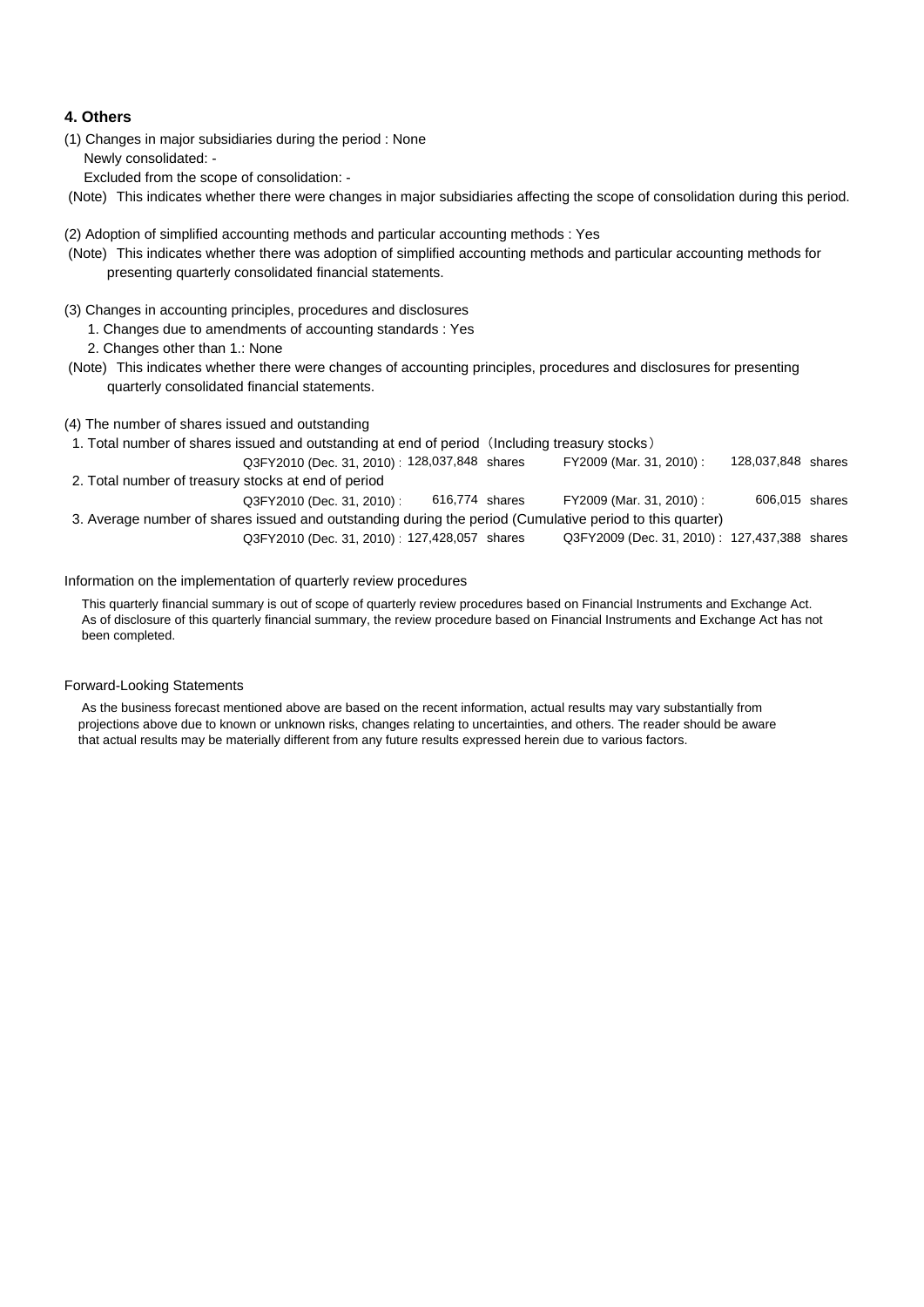## 4. Others

(1) Changes in major subsidiaries during the period : None

Newly consolidated: -

Excluded from the scope of consolidation: -

(Note) This indicates whether there were changes in major subsidiaries affecting the scope of consolidation during this period.

(2) Adoption of simplified accounting methods and particular accounting methods : Yes

(Note) This indicates whether there was adoption of simplified accounting methods and particular accounting methods for presenting quarterly consolidated financial statements.

(3) Changes in accounting principles, procedures and disclosures

1. Changes due to amendments of accounting standards : Yes
2. Changes other than 1.: None

(Note) This indicates whether there were changes of accounting principles, procedures and disclosures for presenting quarterly consolidated financial statements.

(4) The number of shares issued and outstanding

1. Total number of shares issued and outstanding at end of period（Including treasury stocks）

| | | | |
|---|---|---|---|
| Q3FY2010 (Dec. 31, 2010) : | 128,037,848 shares | FY2009 (Mar. 31, 2010) : | 128,037,848 shares |

2. Total number of treasury stocks at end of period

| | | | |
|---|---|---|---|
| Q3FY2010 (Dec. 31, 2010) : | 616,774 shares | FY2009 (Mar. 31, 2010) : | 606,015 shares |

3. Average number of shares issued and outstanding during the period (Cumulative period to this quarter)

| | | | |
|---|---|---|---|
| Q3FY2010 (Dec. 31, 2010) : | 127,428,057 shares | Q3FY2009 (Dec. 31, 2010) : | 127,437,388 shares |

Information on the implementation of quarterly review procedures

This quarterly financial summary is out of scope of quarterly review procedures based on Financial Instruments and Exchange Act. As of disclosure of this quarterly financial summary, the review procedure based on Financial Instruments and Exchange Act has not been completed.

Forward-Looking Statements

As the business forecast mentioned above are based on the recent information, actual results may vary substantially from projections above due to known or unknown risks, changes relating to uncertainties, and others. The reader should be aware that actual results may be materially different from any future results expressed herein due to various factors.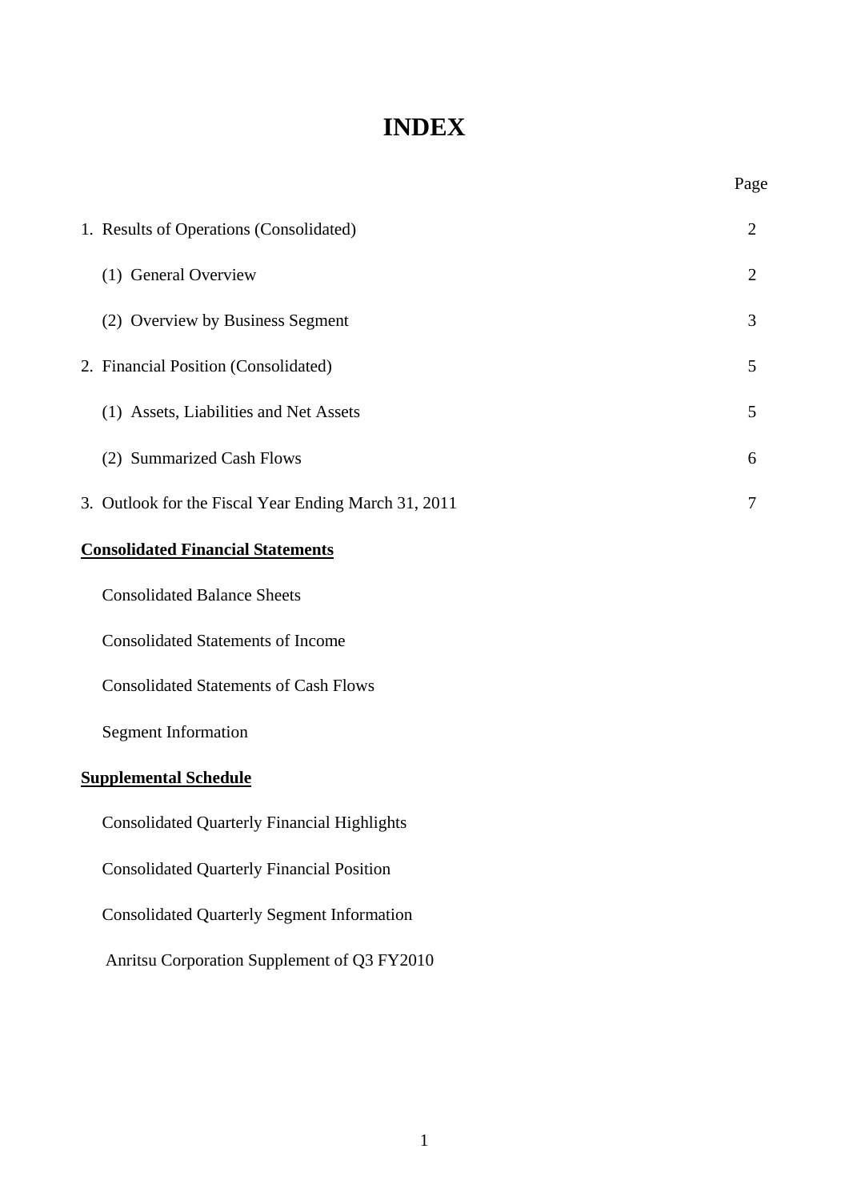# INDEX

| | Page |
|---|---|
| 1. Results of Operations (Consolidated) | 2 |
| (1) General Overview | 2 |
| (2) Overview by Business Segment | 3 |
| 2. Financial Position (Consolidated) | 5 |
| (1) Assets, Liabilities and Net Assets | 5 |
| (2) Summarized Cash Flows | 6 |
| 3. Outlook for the Fiscal Year Ending March 31, 2011 | 7 |

**Consolidated Financial Statements**

Consolidated Balance Sheets

Consolidated Statements of Income

Consolidated Statements of Cash Flows

Segment Information

**Supplemental Schedule**

Consolidated Quarterly Financial Highlights

Consolidated Quarterly Financial Position

Consolidated Quarterly Segment Information

Anritsu Corporation Supplement of Q3 FY2010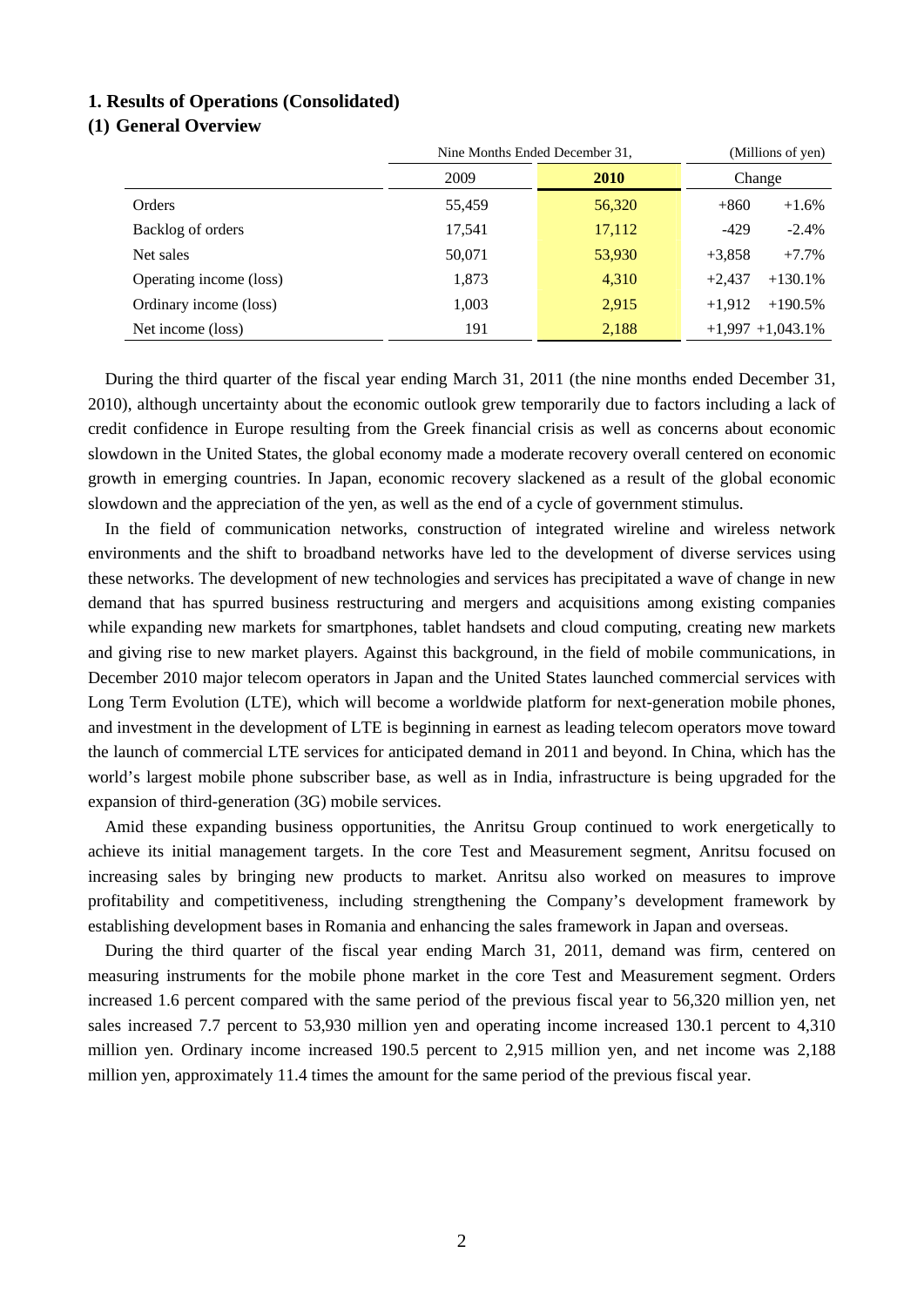## 1. Results of Operations (Consolidated)

### (1) General Overview

| | Nine Months Ended December 31, | | (Millions of yen) | |
|---|---|---|---|---|
| | 2009 | **2010** | Change | |
| Orders | 55,459 | 56,320 | +860 | +1.6% |
| Backlog of orders | 17,541 | 17,112 | -429 | -2.4% |
| Net sales | 50,071 | 53,930 | +3,858 | +7.7% |
| Operating income (loss) | 1,873 | 4,310 | +2,437 | +130.1% |
| Ordinary income (loss) | 1,003 | 2,915 | +1,912 | +190.5% |
| Net income (loss) | 191 | 2,188 | +1,997 | +1,043.1% |

During the third quarter of the fiscal year ending March 31, 2011 (the nine months ended December 31, 2010), although uncertainty about the economic outlook grew temporarily due to factors including a lack of credit confidence in Europe resulting from the Greek financial crisis as well as concerns about economic slowdown in the United States, the global economy made a moderate recovery overall centered on economic growth in emerging countries. In Japan, economic recovery slackened as a result of the global economic slowdown and the appreciation of the yen, as well as the end of a cycle of government stimulus.

In the field of communication networks, construction of integrated wireline and wireless network environments and the shift to broadband networks have led to the development of diverse services using these networks. The development of new technologies and services has precipitated a wave of change in new demand that has spurred business restructuring and mergers and acquisitions among existing companies while expanding new markets for smartphones, tablet handsets and cloud computing, creating new markets and giving rise to new market players. Against this background, in the field of mobile communications, in December 2010 major telecom operators in Japan and the United States launched commercial services with Long Term Evolution (LTE), which will become a worldwide platform for next-generation mobile phones, and investment in the development of LTE is beginning in earnest as leading telecom operators move toward the launch of commercial LTE services for anticipated demand in 2011 and beyond. In China, which has the world's largest mobile phone subscriber base, as well as in India, infrastructure is being upgraded for the expansion of third-generation (3G) mobile services.

Amid these expanding business opportunities, the Anritsu Group continued to work energetically to achieve its initial management targets. In the core Test and Measurement segment, Anritsu focused on increasing sales by bringing new products to market. Anritsu also worked on measures to improve profitability and competitiveness, including strengthening the Company's development framework by establishing development bases in Romania and enhancing the sales framework in Japan and overseas.

During the third quarter of the fiscal year ending March 31, 2011, demand was firm, centered on measuring instruments for the mobile phone market in the core Test and Measurement segment. Orders increased 1.6 percent compared with the same period of the previous fiscal year to 56,320 million yen, net sales increased 7.7 percent to 53,930 million yen and operating income increased 130.1 percent to 4,310 million yen. Ordinary income increased 190.5 percent to 2,915 million yen, and net income was 2,188 million yen, approximately 11.4 times the amount for the same period of the previous fiscal year.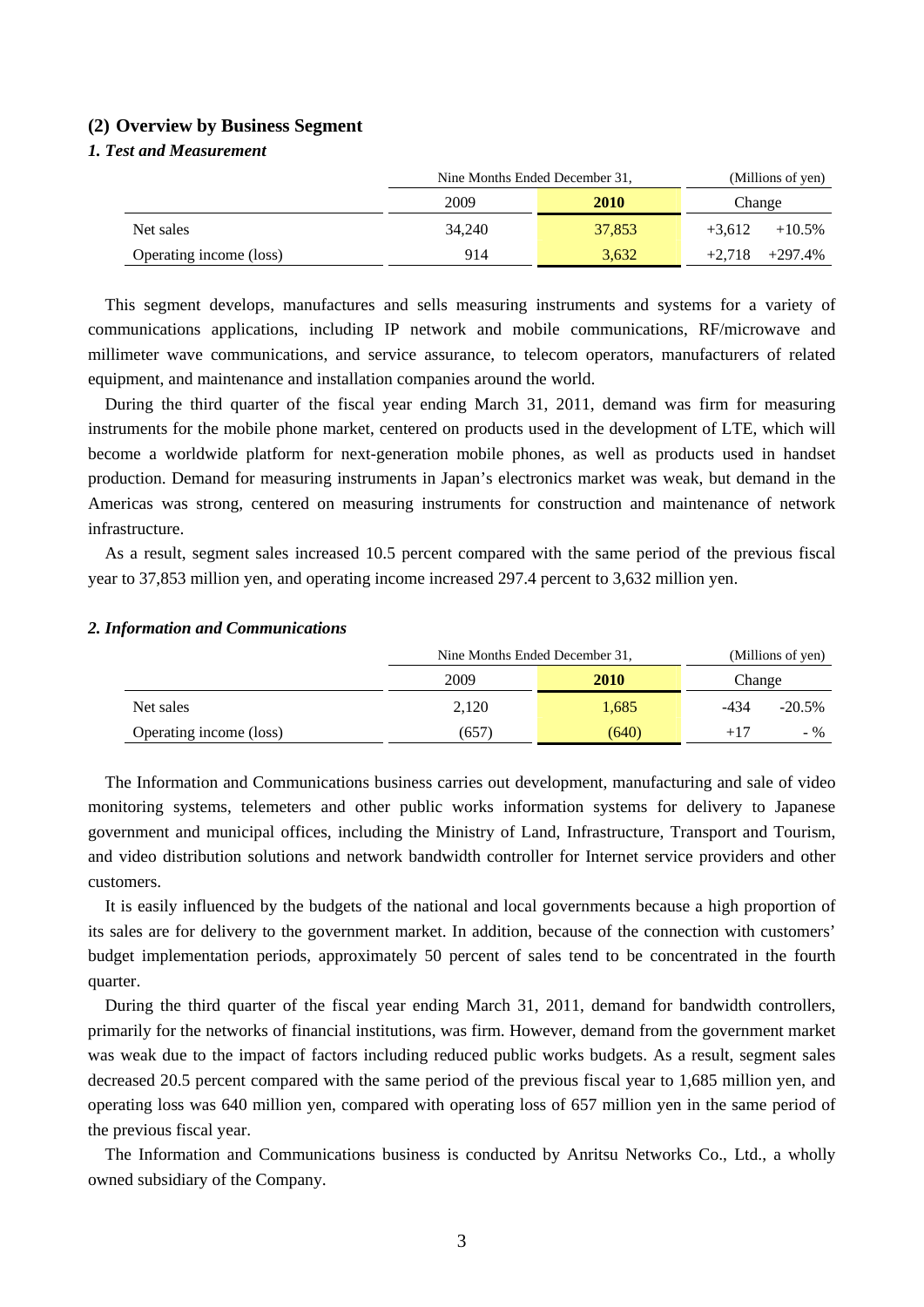## (2) Overview by Business Segment

### *1. Test and Measurement*

| | Nine Months Ended December 31, | | (Millions of yen) | |
|---|---|---|---|---|
| | 2009 | **2010** | Change | |
| Net sales | 34,240 | 37,853 | +3,612 | +10.5% |
| Operating income (loss) | 914 | 3,632 | +2,718 | +297.4% |

This segment develops, manufactures and sells measuring instruments and systems for a variety of communications applications, including IP network and mobile communications, RF/microwave and millimeter wave communications, and service assurance, to telecom operators, manufacturers of related equipment, and maintenance and installation companies around the world.

During the third quarter of the fiscal year ending March 31, 2011, demand was firm for measuring instruments for the mobile phone market, centered on products used in the development of LTE, which will become a worldwide platform for next-generation mobile phones, as well as products used in handset production. Demand for measuring instruments in Japan's electronics market was weak, but demand in the Americas was strong, centered on measuring instruments for construction and maintenance of network infrastructure.

As a result, segment sales increased 10.5 percent compared with the same period of the previous fiscal year to 37,853 million yen, and operating income increased 297.4 percent to 3,632 million yen.

### *2. Information and Communications*

| | Nine Months Ended December 31, | | (Millions of yen) | |
|---|---|---|---|---|
| | 2009 | **2010** | Change | |
| Net sales | 2,120 | 1,685 | -434 | -20.5% |
| Operating income (loss) | (657) | (640) | +17 | - % |

The Information and Communications business carries out development, manufacturing and sale of video monitoring systems, telemeters and other public works information systems for delivery to Japanese government and municipal offices, including the Ministry of Land, Infrastructure, Transport and Tourism, and video distribution solutions and network bandwidth controller for Internet service providers and other customers.

It is easily influenced by the budgets of the national and local governments because a high proportion of its sales are for delivery to the government market. In addition, because of the connection with customers' budget implementation periods, approximately 50 percent of sales tend to be concentrated in the fourth quarter.

During the third quarter of the fiscal year ending March 31, 2011, demand for bandwidth controllers, primarily for the networks of financial institutions, was firm. However, demand from the government market was weak due to the impact of factors including reduced public works budgets. As a result, segment sales decreased 20.5 percent compared with the same period of the previous fiscal year to 1,685 million yen, and operating loss was 640 million yen, compared with operating loss of 657 million yen in the same period of the previous fiscal year.

The Information and Communications business is conducted by Anritsu Networks Co., Ltd., a wholly owned subsidiary of the Company.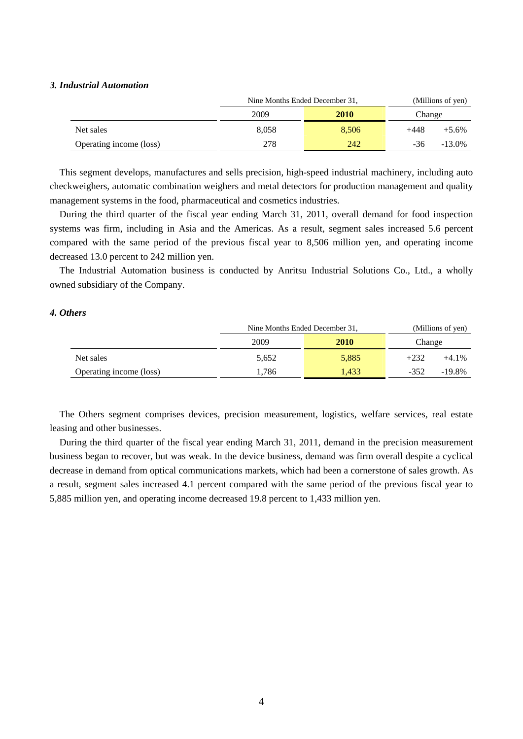### *3. Industrial Automation*

| | Nine Months Ended December 31, | | (Millions of yen) | |
|---|---|---|---|---|
| | 2009 | **2010** | Change | |
| Net sales | 8,058 | 8,506 | +448 | +5.6% |
| Operating income (loss) | 278 | 242 | -36 | -13.0% |

This segment develops, manufactures and sells precision, high-speed industrial machinery, including auto checkweighers, automatic combination weighers and metal detectors for production management and quality management systems in the food, pharmaceutical and cosmetics industries.

During the third quarter of the fiscal year ending March 31, 2011, overall demand for food inspection systems was firm, including in Asia and the Americas. As a result, segment sales increased 5.6 percent compared with the same period of the previous fiscal year to 8,506 million yen, and operating income decreased 13.0 percent to 242 million yen.

The Industrial Automation business is conducted by Anritsu Industrial Solutions Co., Ltd., a wholly owned subsidiary of the Company.

### *4. Others*

| | Nine Months Ended December 31, | | (Millions of yen) | |
|---|---|---|---|---|
| | 2009 | **2010** | Change | |
| Net sales | 5,652 | 5,885 | +232 | +4.1% |
| Operating income (loss) | 1,786 | 1,433 | -352 | -19.8% |

The Others segment comprises devices, precision measurement, logistics, welfare services, real estate leasing and other businesses.

During the third quarter of the fiscal year ending March 31, 2011, demand in the precision measurement business began to recover, but was weak. In the device business, demand was firm overall despite a cyclical decrease in demand from optical communications markets, which had been a cornerstone of sales growth. As a result, segment sales increased 4.1 percent compared with the same period of the previous fiscal year to 5,885 million yen, and operating income decreased 19.8 percent to 1,433 million yen.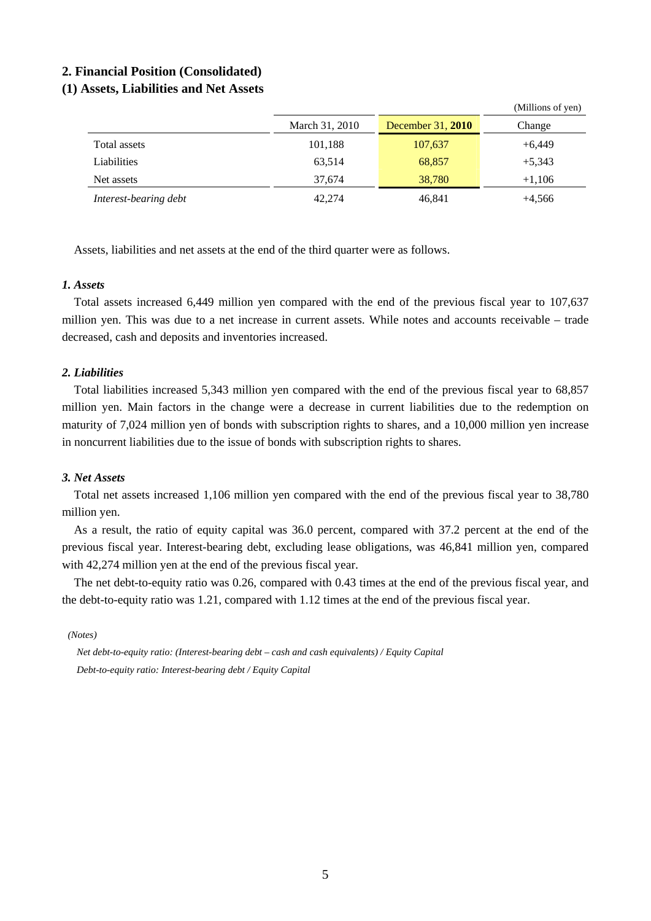## 2. Financial Position (Consolidated)

### (1) Assets, Liabilities and Net Assets

(Millions of yen)

| | March 31, 2010 | December 31, **2010** | Change |
|---|---|---|---|
| Total assets | 101,188 | 107,637 | +6,449 |
| Liabilities | 63,514 | 68,857 | +5,343 |
| Net assets | 37,674 | 38,780 | +1,106 |
| *Interest-bearing debt* | 42,274 | 46,841 | +4,566 |

Assets, liabilities and net assets at the end of the third quarter were as follows.

#### *1. Assets*

Total assets increased 6,449 million yen compared with the end of the previous fiscal year to 107,637 million yen. This was due to a net increase in current assets. While notes and accounts receivable – trade decreased, cash and deposits and inventories increased.

#### *2. Liabilities*

Total liabilities increased 5,343 million yen compared with the end of the previous fiscal year to 68,857 million yen. Main factors in the change were a decrease in current liabilities due to the redemption on maturity of 7,024 million yen of bonds with subscription rights to shares, and a 10,000 million yen increase in noncurrent liabilities due to the issue of bonds with subscription rights to shares.

#### *3. Net Assets*

Total net assets increased 1,106 million yen compared with the end of the previous fiscal year to 38,780 million yen.

As a result, the ratio of equity capital was 36.0 percent, compared with 37.2 percent at the end of the previous fiscal year. Interest-bearing debt, excluding lease obligations, was 46,841 million yen, compared with 42,274 million yen at the end of the previous fiscal year.

The net debt-to-equity ratio was 0.26, compared with 0.43 times at the end of the previous fiscal year, and the debt-to-equity ratio was 1.21, compared with 1.12 times at the end of the previous fiscal year.

*(Notes)*

*Net debt-to-equity ratio: (Interest-bearing debt – cash and cash equivalents) / Equity Capital*

*Debt-to-equity ratio: Interest-bearing debt / Equity Capital*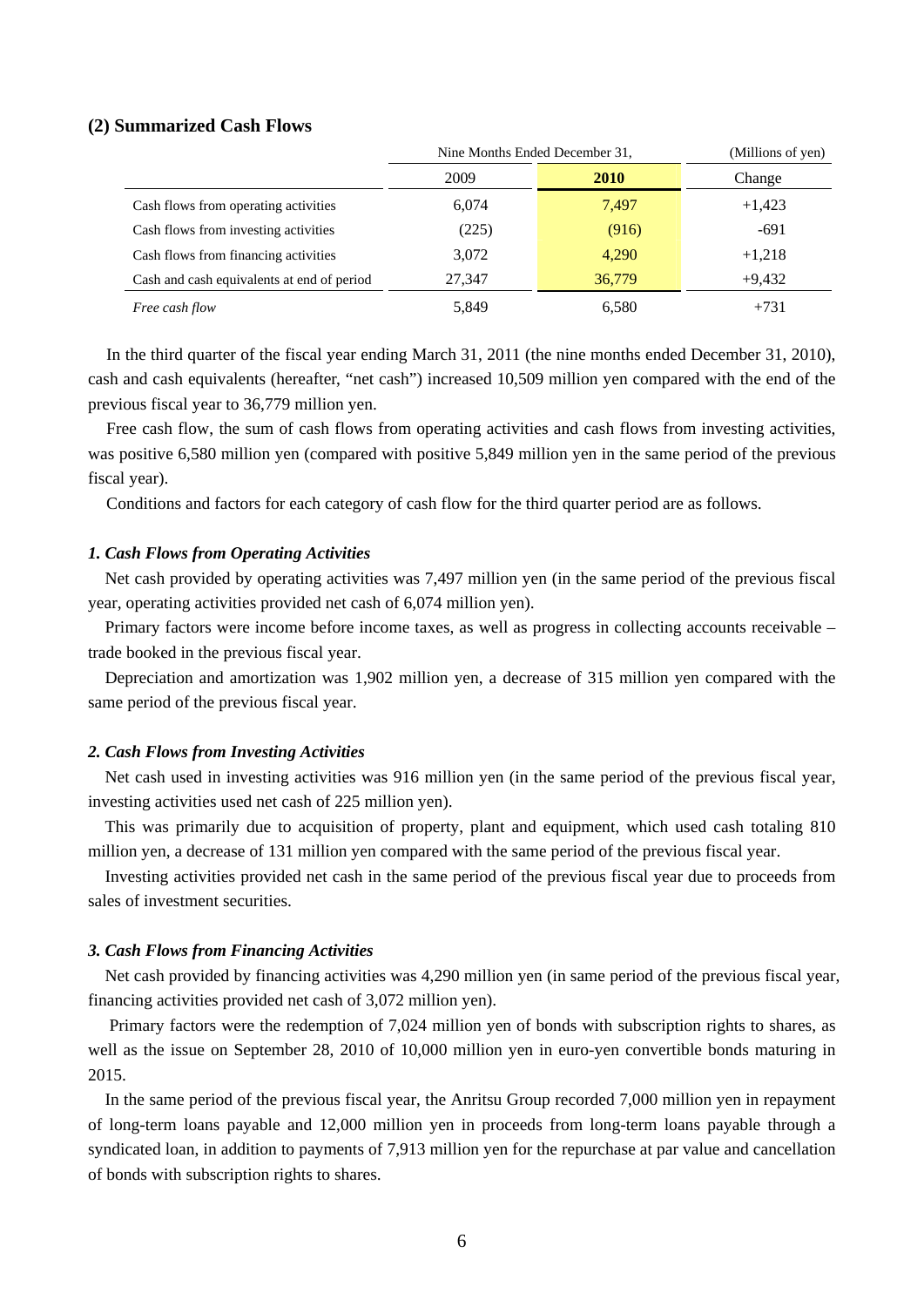## (2) Summarized Cash Flows

| | Nine Months Ended December 31, | | (Millions of yen) |
|---|---|---|---|
| | 2009 | **2010** | Change |
| Cash flows from operating activities | 6,074 | 7,497 | +1,423 |
| Cash flows from investing activities | (225) | (916) | -691 |
| Cash flows from financing activities | 3,072 | 4,290 | +1,218 |
| Cash and cash equivalents at end of period | 27,347 | 36,779 | +9,432 |
| *Free cash flow* | 5,849 | 6,580 | +731 |

In the third quarter of the fiscal year ending March 31, 2011 (the nine months ended December 31, 2010), cash and cash equivalents (hereafter, "net cash") increased 10,509 million yen compared with the end of the previous fiscal year to 36,779 million yen.

Free cash flow, the sum of cash flows from operating activities and cash flows from investing activities, was positive 6,580 million yen (compared with positive 5,849 million yen in the same period of the previous fiscal year).

Conditions and factors for each category of cash flow for the third quarter period are as follows.

### *1. Cash Flows from Operating Activities*

Net cash provided by operating activities was 7,497 million yen (in the same period of the previous fiscal year, operating activities provided net cash of 6,074 million yen).

Primary factors were income before income taxes, as well as progress in collecting accounts receivable – trade booked in the previous fiscal year.

Depreciation and amortization was 1,902 million yen, a decrease of 315 million yen compared with the same period of the previous fiscal year.

### *2. Cash Flows from Investing Activities*

Net cash used in investing activities was 916 million yen (in the same period of the previous fiscal year, investing activities used net cash of 225 million yen).

This was primarily due to acquisition of property, plant and equipment, which used cash totaling 810 million yen, a decrease of 131 million yen compared with the same period of the previous fiscal year.

Investing activities provided net cash in the same period of the previous fiscal year due to proceeds from sales of investment securities.

### *3. Cash Flows from Financing Activities*

Net cash provided by financing activities was 4,290 million yen (in same period of the previous fiscal year, financing activities provided net cash of 3,072 million yen).

Primary factors were the redemption of 7,024 million yen of bonds with subscription rights to shares, as well as the issue on September 28, 2010 of 10,000 million yen in euro-yen convertible bonds maturing in 2015.

In the same period of the previous fiscal year, the Anritsu Group recorded 7,000 million yen in repayment of long-term loans payable and 12,000 million yen in proceeds from long-term loans payable through a syndicated loan, in addition to payments of 7,913 million yen for the repurchase at par value and cancellation of bonds with subscription rights to shares.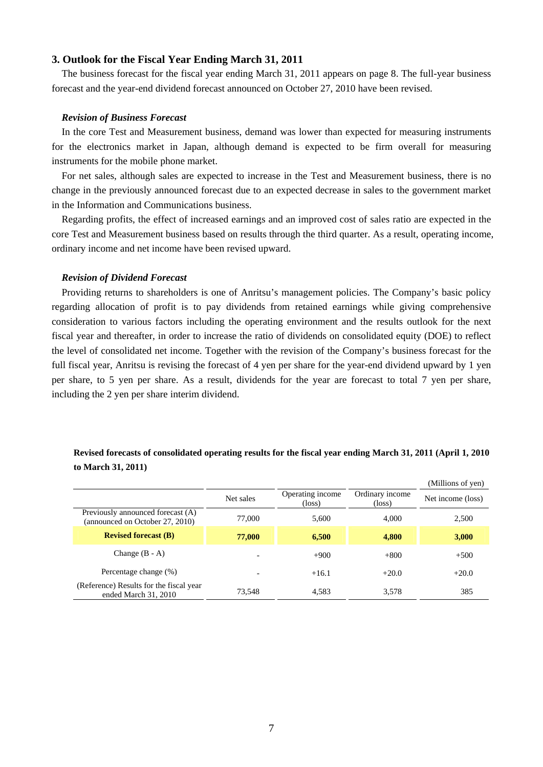### 3. Outlook for the Fiscal Year Ending March 31, 2011

The business forecast for the fiscal year ending March 31, 2011 appears on page 8. The full-year business forecast and the year-end dividend forecast announced on October 27, 2010 have been revised.

#### *Revision of Business Forecast*

In the core Test and Measurement business, demand was lower than expected for measuring instruments for the electronics market in Japan, although demand is expected to be firm overall for measuring instruments for the mobile phone market.

For net sales, although sales are expected to increase in the Test and Measurement business, there is no change in the previously announced forecast due to an expected decrease in sales to the government market in the Information and Communications business.

Regarding profits, the effect of increased earnings and an improved cost of sales ratio are expected in the core Test and Measurement business based on results through the third quarter. As a result, operating income, ordinary income and net income have been revised upward.

#### *Revision of Dividend Forecast*

Providing returns to shareholders is one of Anritsu's management policies. The Company's basic policy regarding allocation of profit is to pay dividends from retained earnings while giving comprehensive consideration to various factors including the operating environment and the results outlook for the next fiscal year and thereafter, in order to increase the ratio of dividends on consolidated equity (DOE) to reflect the level of consolidated net income. Together with the revision of the Company's business forecast for the full fiscal year, Anritsu is revising the forecast of 4 yen per share for the year-end dividend upward by 1 yen per share, to 5 yen per share. As a result, dividends for the year are forecast to total 7 yen per share, including the 2 yen per share interim dividend.

**Revised forecasts of consolidated operating results for the fiscal year ending March 31, 2011 (April 1, 2010 to March 31, 2011)**

(Millions of yen)

| | Net sales | Operating income (loss) | Ordinary income (loss) | Net income (loss) |
|---|---|---|---|---|
| Previously announced forecast (A) (announced on October 27, 2010) | 77,000 | 5,600 | 4,000 | 2,500 |
| **Revised forecast (B)** | **77,000** | **6,500** | **4,800** | **3,000** |
| Change (B - A) | - | +900 | +800 | +500 |
| Percentage change (%) | - | +16.1 | +20.0 | +20.0 |
| (Reference) Results for the fiscal year ended March 31, 2010 | 73,548 | 4,583 | 3,578 | 385 |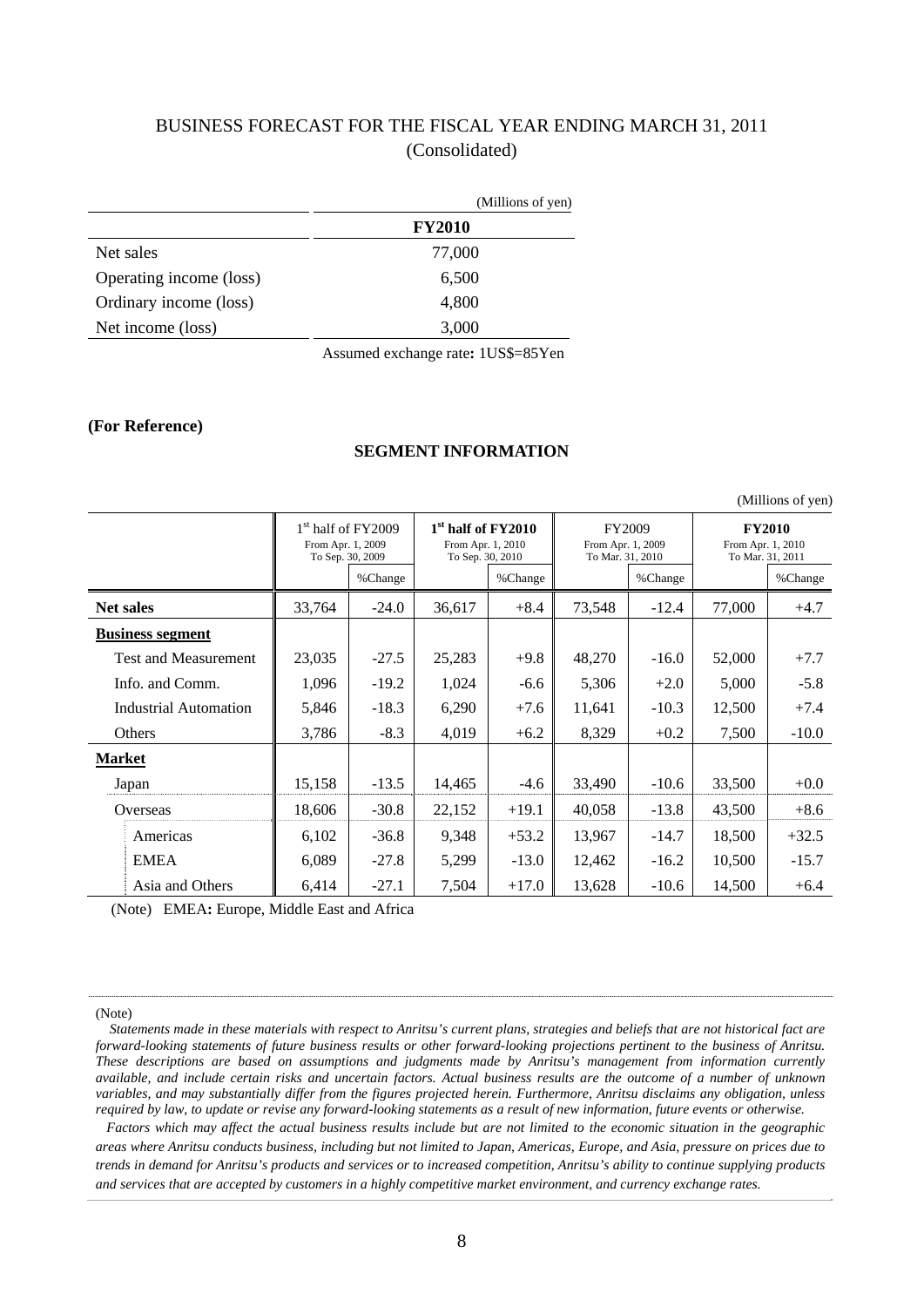# BUSINESS FORECAST FOR THE FISCAL YEAR ENDING MARCH 31, 2011
(Consolidated)

(Millions of yen)

| | **FY2010** |
|---|---|
| Net sales | 77,000 |
| Operating income (loss) | 6,500 |
| Ordinary income (loss) | 4,800 |
| Net income (loss) | 3,000 |

Assumed exchange rate**:** 1US$=85Yen

**(For Reference)**

## SEGMENT INFORMATION

(Millions of yen)

| | 1st half of FY2009 From Apr. 1, 2009 To Sep. 30, 2009 | | **1st half of FY2010** From Apr. 1, 2010 To Sep. 30, 2010 | | FY2009 From Apr. 1, 2009 To Mar. 31, 2010 | | **FY2010** From Apr. 1, 2010 To Mar. 31, 2011 | |
|---|---|---|---|---|---|---|---|---|
| | | %Change | | %Change | | %Change | | %Change |
| **Net sales** | 33,764 | -24.0 | 36,617 | +8.4 | 73,548 | -12.4 | 77,000 | +4.7 |
| **Business segment** | | | | | | | | |
| Test and Measurement | 23,035 | -27.5 | 25,283 | +9.8 | 48,270 | -16.0 | 52,000 | +7.7 |
| Info. and Comm. | 1,096 | -19.2 | 1,024 | -6.6 | 5,306 | +2.0 | 5,000 | -5.8 |
| Industrial Automation | 5,846 | -18.3 | 6,290 | +7.6 | 11,641 | -10.3 | 12,500 | +7.4 |
| Others | 3,786 | -8.3 | 4,019 | +6.2 | 8,329 | +0.2 | 7,500 | -10.0 |
| **Market** | | | | | | | | |
| Japan | 15,158 | -13.5 | 14,465 | -4.6 | 33,490 | -10.6 | 33,500 | +0.0 |
| Overseas | 18,606 | -30.8 | 22,152 | +19.1 | 40,058 | -13.8 | 43,500 | +8.6 |
| Americas | 6,102 | -36.8 | 9,348 | +53.2 | 13,967 | -14.7 | 18,500 | +32.5 |
| EMEA | 6,089 | -27.8 | 5,299 | -13.0 | 12,462 | -16.2 | 10,500 | -15.7 |
| Asia and Others | 6,414 | -27.1 | 7,504 | +17.0 | 13,628 | -10.6 | 14,500 | +6.4 |

(Note) EMEA**:** Europe, Middle East and Africa

(Note)

*Statements made in these materials with respect to Anritsu's current plans, strategies and beliefs that are not historical fact are forward-looking statements of future business results or other forward-looking projections pertinent to the business of Anritsu. These descriptions are based on assumptions and judgments made by Anritsu's management from information currently available, and include certain risks and uncertain factors. Actual business results are the outcome of a number of unknown variables, and may substantially differ from the figures projected herein. Furthermore, Anritsu disclaims any obligation, unless required by law, to update or revise any forward-looking statements as a result of new information, future events or otherwise.*

*Factors which may affect the actual business results include but are not limited to the economic situation in the geographic areas where Anritsu conducts business, including but not limited to Japan, Americas, Europe, and Asia, pressure on prices due to trends in demand for Anritsu's products and services or to increased competition, Anritsu's ability to continue supplying products and services that are accepted by customers in a highly competitive market environment, and currency exchange rates.*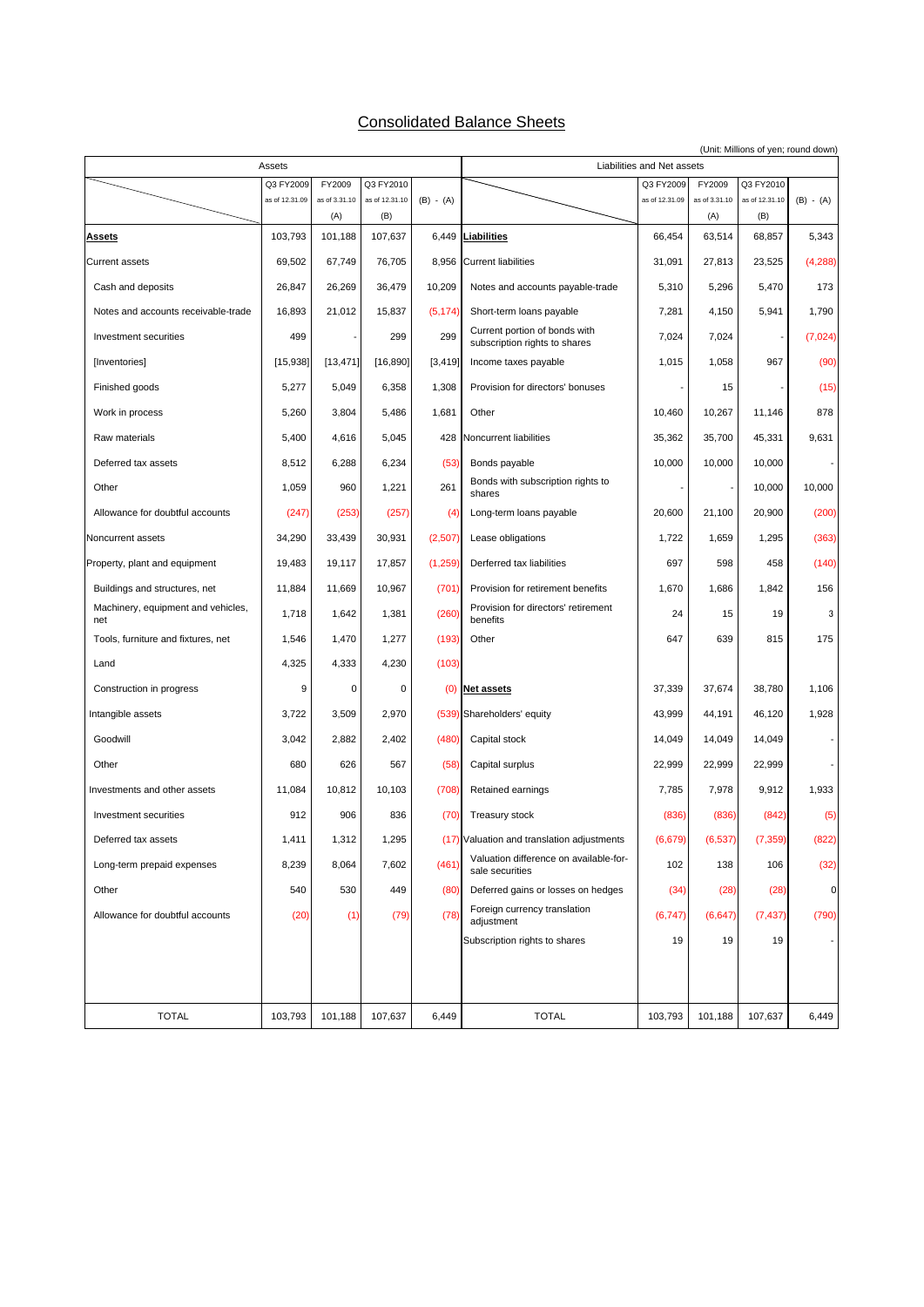# Consolidated Balance Sheets

(Unit: Millions of yen; round down)

| Assets | Q3 FY2009 as of 12.31.09 | FY2009 as of 3.31.10 (A) | Q3 FY2010 as of 12.31.10 (B) | (B) - (A) | Liabilities and Net assets | Q3 FY2009 as of 12.31.09 | FY2009 as of 3.31.10 (A) | Q3 FY2010 as of 12.31.10 (B) | (B) - (A) |
|---|---|---|---|---|---|---|---|---|---|
| **Assets** | 103,793 | 101,188 | 107,637 | 6,449 | **Liabilities** | 66,454 | 63,514 | 68,857 | 5,343 |
| Current assets | 69,502 | 67,749 | 76,705 | 8,956 | Current liabilities | 31,091 | 27,813 | 23,525 | (4,288) |
| Cash and deposits | 26,847 | 26,269 | 36,479 | 10,209 | Notes and accounts payable-trade | 5,310 | 5,296 | 5,470 | 173 |
| Notes and accounts receivable-trade | 16,893 | 21,012 | 15,837 | (5,174) | Short-term loans payable | 7,281 | 4,150 | 5,941 | 1,790 |
| Investment securities | 499 | - | 299 | 299 | Current portion of bonds with subscription rights to shares | 7,024 | 7,024 | - | (7,024) |
| [Inventories] | [15,938] | [13,471] | [16,890] | [3,419] | Income taxes payable | 1,015 | 1,058 | 967 | (90) |
| Finished goods | 5,277 | 5,049 | 6,358 | 1,308 | Provision for directors' bonuses | - | 15 | - | (15) |
| Work in process | 5,260 | 3,804 | 5,486 | 1,681 | Other | 10,460 | 10,267 | 11,146 | 878 |
| Raw materials | 5,400 | 4,616 | 5,045 | 428 | Noncurrent liabilities | 35,362 | 35,700 | 45,331 | 9,631 |
| Deferred tax assets | 8,512 | 6,288 | 6,234 | (53) | Bonds payable | 10,000 | 10,000 | 10,000 | - |
| Other | 1,059 | 960 | 1,221 | 261 | Bonds with subscription rights to shares | - | - | 10,000 | 10,000 |
| Allowance for doubtful accounts | (247) | (253) | (257) | (4) | Long-term loans payable | 20,600 | 21,100 | 20,900 | (200) |
| Noncurrent assets | 34,290 | 33,439 | 30,931 | (2,507) | Lease obligations | 1,722 | 1,659 | 1,295 | (363) |
| Property, plant and equipment | 19,483 | 19,117 | 17,857 | (1,259) | Derferred tax liabilities | 697 | 598 | 458 | (140) |
| Buildings and structures, net | 11,884 | 11,669 | 10,967 | (701) | Provision for retirement benefits | 1,670 | 1,686 | 1,842 | 156 |
| Machinery, equipment and vehicles, net | 1,718 | 1,642 | 1,381 | (260) | Provision for directors' retirement benefits | 24 | 15 | 19 | 3 |
| Tools, furniture and fixtures, net | 1,546 | 1,470 | 1,277 | (193) | Other | 647 | 639 | 815 | 175 |
| Land | 4,325 | 4,333 | 4,230 | (103) | | | | | |
| Construction in progress | 9 | 0 | 0 | (0) | **Net assets** | 37,339 | 37,674 | 38,780 | 1,106 |
| Intangible assets | 3,722 | 3,509 | 2,970 | (539) | Shareholders' equity | 43,999 | 44,191 | 46,120 | 1,928 |
| Goodwill | 3,042 | 2,882 | 2,402 | (480) | Capital stock | 14,049 | 14,049 | 14,049 | - |
| Other | 680 | 626 | 567 | (58) | Capital surplus | 22,999 | 22,999 | 22,999 | - |
| Investments and other assets | 11,084 | 10,812 | 10,103 | (708) | Retained earnings | 7,785 | 7,978 | 9,912 | 1,933 |
| Investment securities | 912 | 906 | 836 | (70) | Treasury stock | (836) | (836) | (842) | (5) |
| Deferred tax assets | 1,411 | 1,312 | 1,295 | (17) | Valuation and translation adjustments | (6,679) | (6,537) | (7,359) | (822) |
| Long-term prepaid expenses | 8,239 | 8,064 | 7,602 | (461) | Valuation difference on available-for-sale securities | 102 | 138 | 106 | (32) |
| Other | 540 | 530 | 449 | (80) | Deferred gains or losses on hedges | (34) | (28) | (28) | 0 |
| Allowance for doubtful accounts | (20) | (1) | (79) | (78) | Foreign currency translation adjustment | (6,747) | (6,647) | (7,437) | (790) |
| | | | | | Subscription rights to shares | 19 | 19 | 19 | - |
| TOTAL | 103,793 | 101,188 | 107,637 | 6,449 | TOTAL | 103,793 | 101,188 | 107,637 | 6,449 |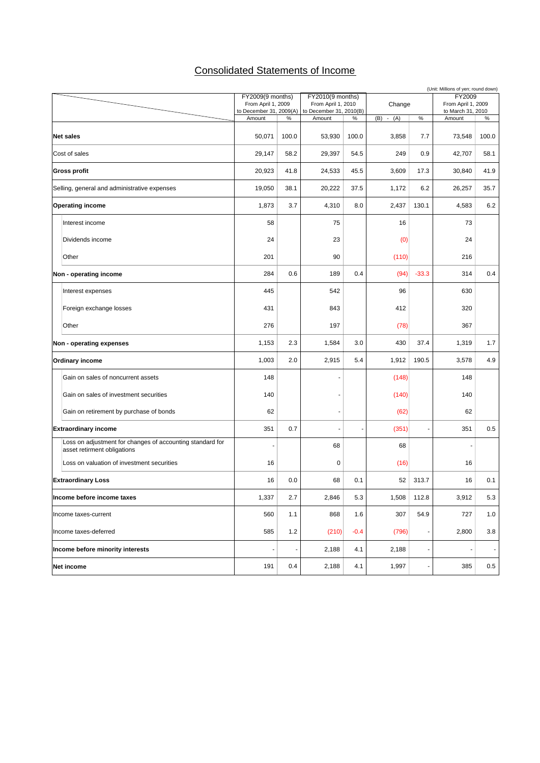## Consolidated Statements of Income

(Unit: Millions of yen; round down)

| | FY2009(9 months) From April 1, 2009 to December 31, 2009(A) | | FY2010(9 months) From April 1, 2010 to December 31, 2010(B) | | Change | | FY2009 From April 1, 2009 to March 31, 2010 | |
|---|---|---|---|---|---|---|---|---|
| | Amount | % | Amount | % | (B) - (A) | % | Amount | % |
| **Net sales** | 50,071 | 100.0 | 53,930 | 100.0 | 3,858 | 7.7 | 73,548 | 100.0 |
| Cost of sales | 29,147 | 58.2 | 29,397 | 54.5 | 249 | 0.9 | 42,707 | 58.1 |
| **Gross profit** | 20,923 | 41.8 | 24,533 | 45.5 | 3,609 | 17.3 | 30,840 | 41.9 |
| Selling, general and administrative expenses | 19,050 | 38.1 | 20,222 | 37.5 | 1,172 | 6.2 | 26,257 | 35.7 |
| **Operating income** | 1,873 | 3.7 | 4,310 | 8.0 | 2,437 | 130.1 | 4,583 | 6.2 |
| Interest income | 58 | | 75 | | 16 | | 73 | |
| Dividends income | 24 | | 23 | | (0) | | 24 | |
| Other | 201 | | 90 | | (110) | | 216 | |
| **Non - operating income** | 284 | 0.6 | 189 | 0.4 | (94) | -33.3 | 314 | 0.4 |
| Interest expenses | 445 | | 542 | | 96 | | 630 | |
| Foreign exchange losses | 431 | | 843 | | 412 | | 320 | |
| Other | 276 | | 197 | | (78) | | 367 | |
| **Non - operating expenses** | 1,153 | 2.3 | 1,584 | 3.0 | 430 | 37.4 | 1,319 | 1.7 |
| **Ordinary income** | 1,003 | 2.0 | 2,915 | 5.4 | 1,912 | 190.5 | 3,578 | 4.9 |
| Gain on sales of noncurrent assets | 148 | | - | | (148) | | 148 | |
| Gain on sales of investment securities | 140 | | - | | (140) | | 140 | |
| Gain on retirement by purchase of bonds | 62 | | - | | (62) | | 62 | |
| **Extraordinary income** | 351 | 0.7 | - | - | (351) | - | 351 | 0.5 |
| Loss on adjustment for changes of accounting standard for asset retirement obligations | - | | 68 | | 68 | | - | |
| Loss on valuation of investment securities | 16 | | 0 | | (16) | | 16 | |
| **Extraordinary Loss** | 16 | 0.0 | 68 | 0.1 | 52 | 313.7 | 16 | 0.1 |
| **Income before income taxes** | 1,337 | 2.7 | 2,846 | 5.3 | 1,508 | 112.8 | 3,912 | 5.3 |
| Income taxes-current | 560 | 1.1 | 868 | 1.6 | 307 | 54.9 | 727 | 1.0 |
| Income taxes-deferred | 585 | 1.2 | (210) | -0.4 | (796) | - | 2,800 | 3.8 |
| **Income before minority interests** | - | - | 2,188 | 4.1 | 2,188 | - | - | - |
| **Net income** | 191 | 0.4 | 2,188 | 4.1 | 1,997 | - | 385 | 0.5 |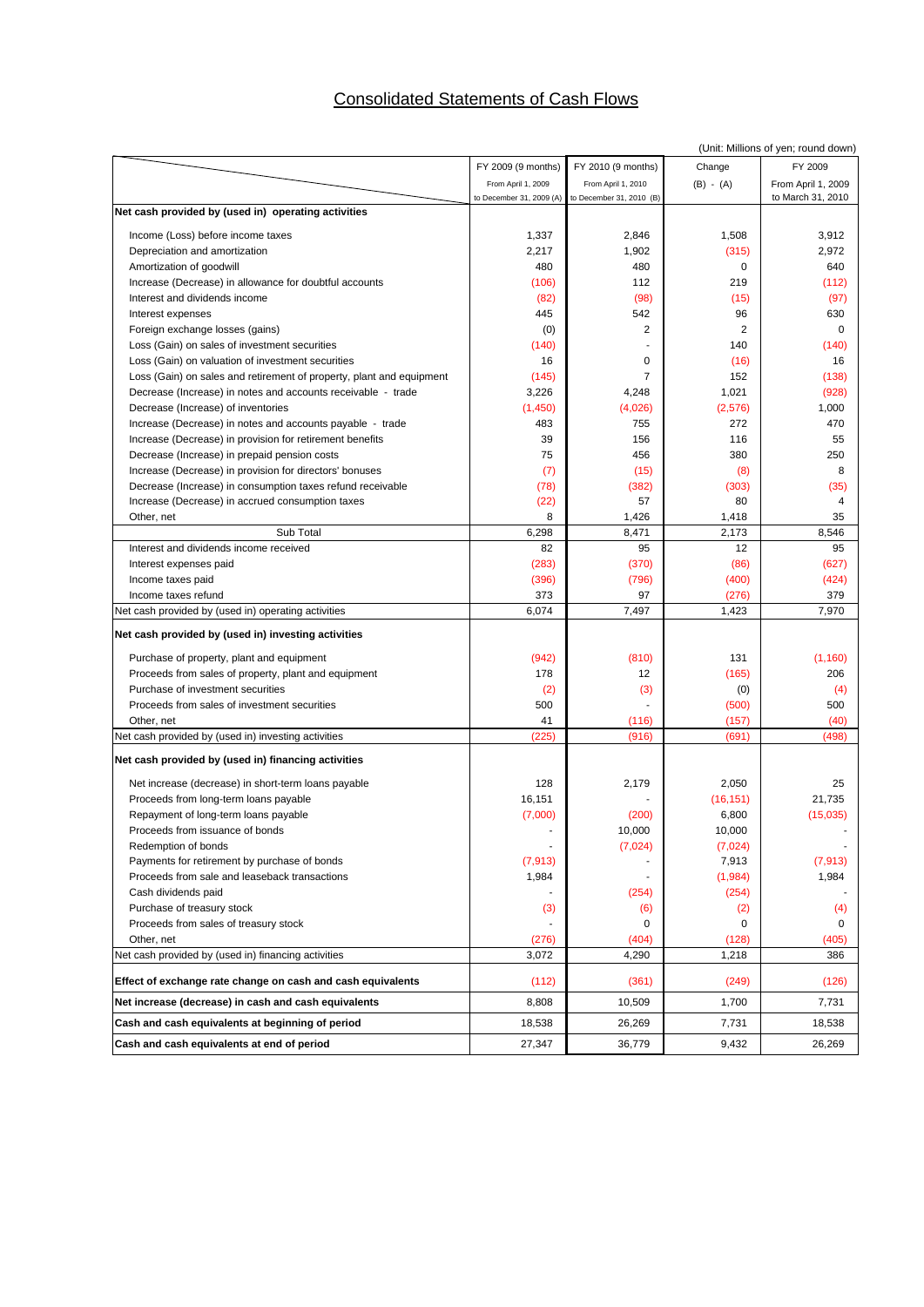# Consolidated Statements of Cash Flows

(Unit: Millions of yen; round down)

| | FY 2009 (9 months) From April 1, 2009 to December 31, 2009 (A) | FY 2010 (9 months) From April 1, 2010 to December 31, 2010 (B) | Change (B) - (A) | FY 2009 From April 1, 2009 to March 31, 2010 |
|---|---|---|---|---|
| **Net cash provided by (used in) operating activities** | | | | |
| Income (Loss) before income taxes | 1,337 | 2,846 | 1,508 | 3,912 |
| Depreciation and amortization | 2,217 | 1,902 | (315) | 2,972 |
| Amortization of goodwill | 480 | 480 | 0 | 640 |
| Increase (Decrease) in allowance for doubtful accounts | (106) | 112 | 219 | (112) |
| Interest and dividends income | (82) | (98) | (15) | (97) |
| Interest expenses | 445 | 542 | 96 | 630 |
| Foreign exchange losses (gains) | (0) | 2 | 2 | 0 |
| Loss (Gain) on sales of investment securities | (140) | - | 140 | (140) |
| Loss (Gain) on valuation of investment securities | 16 | 0 | (16) | 16 |
| Loss (Gain) on sales and retirement of property, plant and equipment | (145) | 7 | 152 | (138) |
| Decrease (Increase) in notes and accounts receivable - trade | 3,226 | 4,248 | 1,021 | (928) |
| Decrease (Increase) of inventories | (1,450) | (4,026) | (2,576) | 1,000 |
| Increase (Decrease) in notes and accounts payable - trade | 483 | 755 | 272 | 470 |
| Increase (Decrease) in provision for retirement benefits | 39 | 156 | 116 | 55 |
| Decrease (Increase) in prepaid pension costs | 75 | 456 | 380 | 250 |
| Increase (Decrease) in provision for directors' bonuses | (7) | (15) | (8) | 8 |
| Decrease (Increase) in consumption taxes refund receivable | (78) | (382) | (303) | (35) |
| Increase (Decrease) in accrued consumption taxes | (22) | 57 | 80 | 4 |
| Other, net | 8 | 1,426 | 1,418 | 35 |
| Sub Total | 6,298 | 8,471 | 2,173 | 8,546 |
| Interest and dividends income received | 82 | 95 | 12 | 95 |
| Interest expenses paid | (283) | (370) | (86) | (627) |
| Income taxes paid | (396) | (796) | (400) | (424) |
| Income taxes refund | 373 | 97 | (276) | 379 |
| Net cash provided by (used in) operating activities | 6,074 | 7,497 | 1,423 | 7,970 |
| **Net cash provided by (used in) investing activities** | | | | |
| Purchase of property, plant and equipment | (942) | (810) | 131 | (1,160) |
| Proceeds from sales of property, plant and equipment | 178 | 12 | (165) | 206 |
| Purchase of investment securities | (2) | (3) | (0) | (4) |
| Proceeds from sales of investment securities | 500 | - | (500) | 500 |
| Other, net | 41 | (116) | (157) | (40) |
| Net cash provided by (used in) investing activities | (225) | (916) | (691) | (498) |
| **Net cash provided by (used in) financing activities** | | | | |
| Net increase (decrease) in short-term loans payable | 128 | 2,179 | 2,050 | 25 |
| Proceeds from long-term loans payable | 16,151 | - | (16,151) | 21,735 |
| Repayment of long-term loans payable | (7,000) | (200) | 6,800 | (15,035) |
| Proceeds from issuance of bonds | - | 10,000 | 10,000 | - |
| Redemption of bonds | - | (7,024) | (7,024) | - |
| Payments for retirement by purchase of bonds | (7,913) | - | 7,913 | (7,913) |
| Proceeds from sale and leaseback transactions | 1,984 | - | (1,984) | 1,984 |
| Cash dividends paid | - | (254) | (254) | - |
| Purchase of treasury stock | (3) | (6) | (2) | (4) |
| Proceeds from sales of treasury stock | - | 0 | 0 | 0 |
| Other, net | (276) | (404) | (128) | (405) |
| Net cash provided by (used in) financing activities | 3,072 | 4,290 | 1,218 | 386 |
| **Effect of exchange rate change on cash and cash equivalents** | (112) | (361) | (249) | (126) |
| **Net increase (decrease) in cash and cash equivalents** | 8,808 | 10,509 | 1,700 | 7,731 |
| **Cash and cash equivalents at beginning of period** | 18,538 | 26,269 | 7,731 | 18,538 |
| **Cash and cash equivalents at end of period** | 27,347 | 36,779 | 9,432 | 26,269 |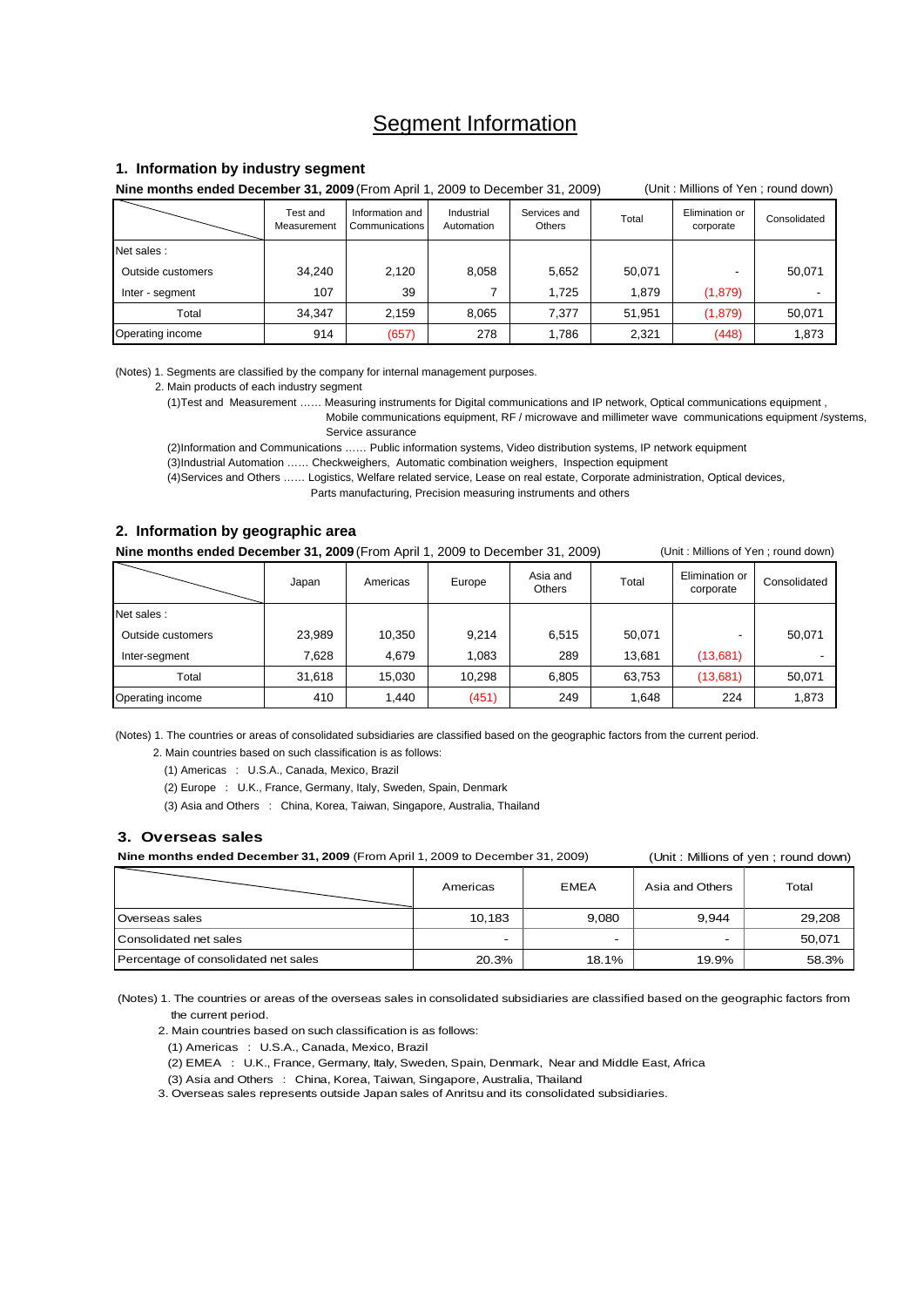# Segment Information

## 1. Information by industry segment

**Nine months ended December 31, 2009** (From April 1, 2009 to December 31, 2009) (Unit : Millions of Yen ; round down)

| | Test and Measurement | Information and Communications | Industrial Automation | Services and Others | Total | Elimination or corporate | Consolidated |
|---|---|---|---|---|---|---|---|
| Net sales : | | | | | | | |
| Outside customers | 34,240 | 2,120 | 8,058 | 5,652 | 50,071 | - | 50,071 |
| Inter - segment | 107 | 39 | 7 | 1,725 | 1,879 | (1,879) | - |
| Total | 34,347 | 2,159 | 8,065 | 7,377 | 51,951 | (1,879) | 50,071 |
| Operating income | 914 | (657) | 278 | 1,786 | 2,321 | (448) | 1,873 |

(Notes) 1. Segments are classified by the company for internal management purposes.
2. Main products of each industry segment
(1)Test and Measurement …… Measuring instruments for Digital communications and IP network, Optical communications equipment , Mobile communications equipment, RF / microwave and millimeter wave communications equipment /systems, Service assurance
(2)Information and Communications …… Public information systems, Video distribution systems, IP network equipment
(3)Industrial Automation …… Checkweighers, Automatic combination weighers, Inspection equipment
(4)Services and Others …… Logistics, Welfare related service, Lease on real estate, Corporate administration, Optical devices, Parts manufacturing, Precision measuring instruments and others

## 2. Information by geographic area

**Nine months ended December 31, 2009** (From April 1, 2009 to December 31, 2009) (Unit : Millions of Yen ; round down)

| | Japan | Americas | Europe | Asia and Others | Total | Elimination or corporate | Consolidated |
|---|---|---|---|---|---|---|---|
| Net sales : | | | | | | | |
| Outside customers | 23,989 | 10,350 | 9,214 | 6,515 | 50,071 | - | 50,071 |
| Inter-segment | 7,628 | 4,679 | 1,083 | 289 | 13,681 | (13,681) | - |
| Total | 31,618 | 15,030 | 10,298 | 6,805 | 63,753 | (13,681) | 50,071 |
| Operating income | 410 | 1,440 | (451) | 249 | 1,648 | 224 | 1,873 |

(Notes) 1. The countries or areas of consolidated subsidiaries are classified based on the geographic factors from the current period.
2. Main countries based on such classification is as follows:
(1) Americas : U.S.A., Canada, Mexico, Brazil
(2) Europe : U.K., France, Germany, Italy, Sweden, Spain, Denmark
(3) Asia and Others : China, Korea, Taiwan, Singapore, Australia, Thailand

## 3. Overseas sales

**Nine months ended December 31, 2009** (From April 1, 2009 to December 31, 2009) (Unit : Millions of yen ; round down)

| | Americas | EMEA | Asia and Others | Total |
|---|---|---|---|---|
| Overseas sales | 10,183 | 9,080 | 9,944 | 29,208 |
| Consolidated net sales | - | - | - | 50,071 |
| Percentage of consolidated net sales | 20.3% | 18.1% | 19.9% | 58.3% |

(Notes) 1. The countries or areas of the overseas sales in consolidated subsidiaries are classified based on the geographic factors from the current period.
2. Main countries based on such classification is as follows:
(1) Americas : U.S.A., Canada, Mexico, Brazil
(2) EMEA : U.K., France, Germany, Italy, Sweden, Spain, Denmark, Near and Middle East, Africa
(3) Asia and Others : China, Korea, Taiwan, Singapore, Australia, Thailand
3. Overseas sales represents outside Japan sales of Anritsu and its consolidated subsidiaries.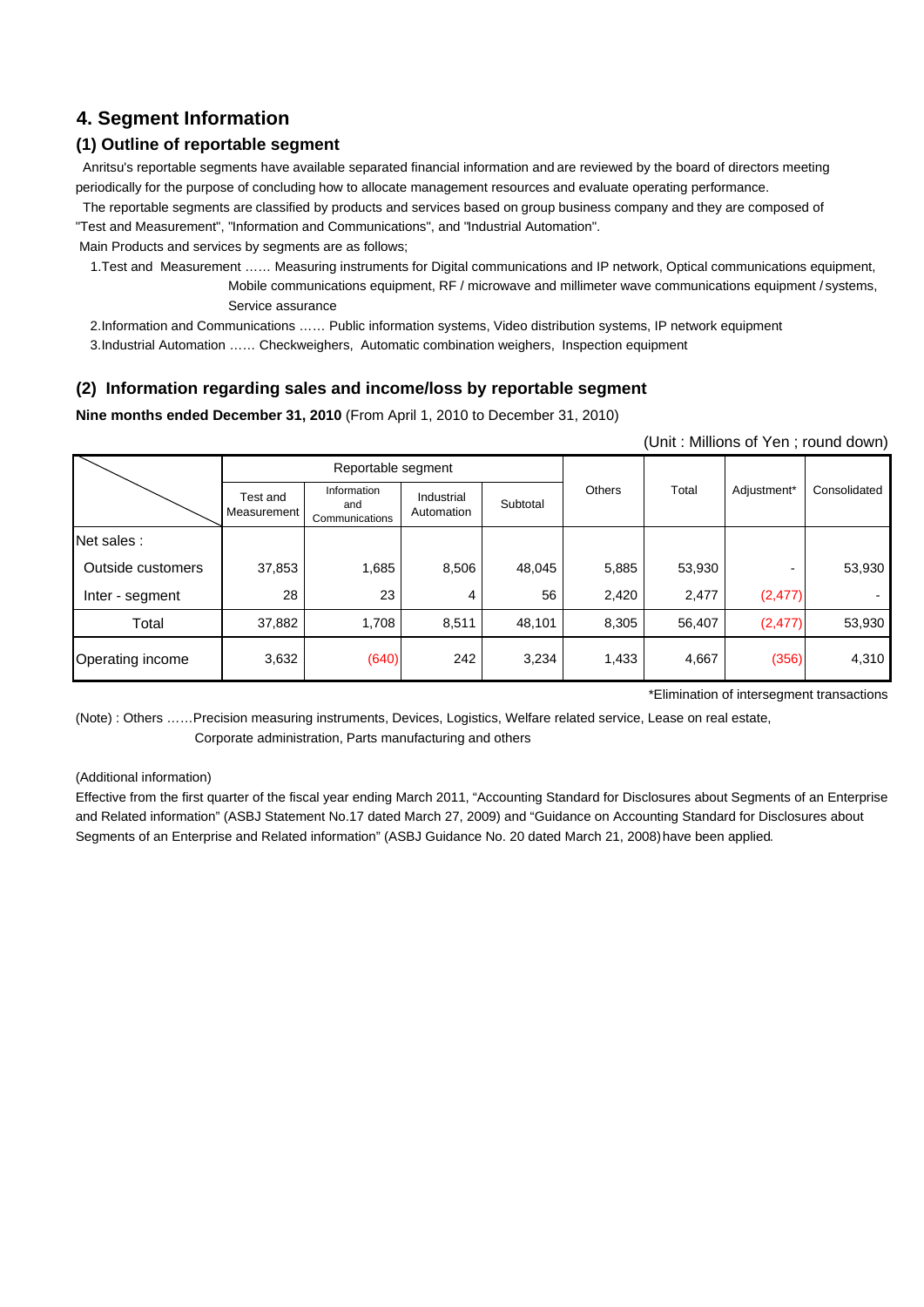## 4. Segment Information

### (1) Outline of reportable segment

Anritsu's reportable segments have available separated financial information and are reviewed by the board of directors meeting periodically for the purpose of concluding how to allocate management resources and evaluate operating performance.

The reportable segments are classified by products and services based on group business company and they are composed of "Test and Measurement", "Information and Communications", and "Industrial Automation".

Main Products and services by segments are as follows;

1. Test and Measurement …… Measuring instruments for Digital communications and IP network, Optical communications equipment, Mobile communications equipment, RF / microwave and millimeter wave communications equipment / systems, Service assurance
2. Information and Communications …… Public information systems, Video distribution systems, IP network equipment
3. Industrial Automation …… Checkweighers, Automatic combination weighers, Inspection equipment

### (2) Information regarding sales and income/loss by reportable segment

**Nine months ended December 31, 2010** (From April 1, 2010 to December 31, 2010)

(Unit : Millions of Yen ; round down)

| | Reportable segment | | | | Others | Total | Adjustment* | Consolidated |
|---|---|---|---|---|---|---|---|---|
| | Test and Measurement | Information and Communications | Industrial Automation | Subtotal | | | | |
| Net sales : | | | | | | | | |
| Outside customers | 37,853 | 1,685 | 8,506 | 48,045 | 5,885 | 53,930 | - | 53,930 |
| Inter - segment | 28 | 23 | 4 | 56 | 2,420 | 2,477 | (2,477) | - |
| Total | 37,882 | 1,708 | 8,511 | 48,101 | 8,305 | 56,407 | (2,477) | 53,930 |
| Operating income | 3,632 | (640) | 242 | 3,234 | 1,433 | 4,667 | (356) | 4,310 |

*Elimination of intersegment transactions

(Note) : Others ……Precision measuring instruments, Devices, Logistics, Welfare related service, Lease on real estate, Corporate administration, Parts manufacturing and others

(Additional information)

Effective from the first quarter of the fiscal year ending March 2011, "Accounting Standard for Disclosures about Segments of an Enterprise and Related information" (ASBJ Statement No.17 dated March 27, 2009) and "Guidance on Accounting Standard for Disclosures about Segments of an Enterprise and Related information" (ASBJ Guidance No. 20 dated March 21, 2008) have been applied.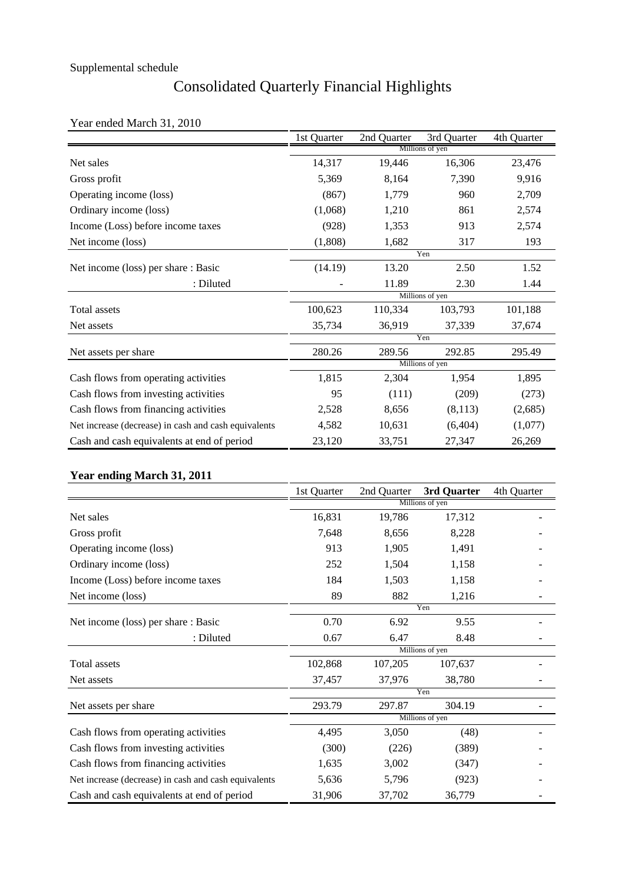Supplemental schedule

# Consolidated Quarterly Financial Highlights

Year ended March 31, 2010

| | 1st Quarter | 2nd Quarter | 3rd Quarter | 4th Quarter |
|---|---|---|---|---|
| | Millions of yen | | | |
| Net sales | 14,317 | 19,446 | 16,306 | 23,476 |
| Gross profit | 5,369 | 8,164 | 7,390 | 9,916 |
| Operating income (loss) | (867) | 1,779 | 960 | 2,709 |
| Ordinary income (loss) | (1,068) | 1,210 | 861 | 2,574 |
| Income (Loss) before income taxes | (928) | 1,353 | 913 | 2,574 |
| Net income (loss) | (1,808) | 1,682 | 317 | 193 |
| | Yen | | | |
| Net income (loss) per share : Basic | (14.19) | 13.20 | 2.50 | 1.52 |
| : Diluted | - | 11.89 | 2.30 | 1.44 |
| | Millions of yen | | | |
| Total assets | 100,623 | 110,334 | 103,793 | 101,188 |
| Net assets | 35,734 | 36,919 | 37,339 | 37,674 |
| | Yen | | | |
| Net assets per share | 280.26 | 289.56 | 292.85 | 295.49 |
| | Millions of yen | | | |
| Cash flows from operating activities | 1,815 | 2,304 | 1,954 | 1,895 |
| Cash flows from investing activities | 95 | (111) | (209) | (273) |
| Cash flows from financing activities | 2,528 | 8,656 | (8,113) | (2,685) |
| Net increase (decrease) in cash and cash equivalents | 4,582 | 10,631 | (6,404) | (1,077) |
| Cash and cash equivalents at end of period | 23,120 | 33,751 | 27,347 | 26,269 |

**Year ending March 31, 2011**

| | 1st Quarter | 2nd Quarter | **3rd Quarter** | 4th Quarter |
|---|---|---|---|---|
| | Millions of yen | | | |
| Net sales | 16,831 | 19,786 | 17,312 | - |
| Gross profit | 7,648 | 8,656 | 8,228 | - |
| Operating income (loss) | 913 | 1,905 | 1,491 | - |
| Ordinary income (loss) | 252 | 1,504 | 1,158 | - |
| Income (Loss) before income taxes | 184 | 1,503 | 1,158 | - |
| Net income (loss) | 89 | 882 | 1,216 | - |
| | Yen | | | |
| Net income (loss) per share : Basic | 0.70 | 6.92 | 9.55 | - |
| : Diluted | 0.67 | 6.47 | 8.48 | - |
| | Millions of yen | | | |
| Total assets | 102,868 | 107,205 | 107,637 | - |
| Net assets | 37,457 | 37,976 | 38,780 | - |
| | Yen | | | |
| Net assets per share | 293.79 | 297.87 | 304.19 | - |
| | Millions of yen | | | |
| Cash flows from operating activities | 4,495 | 3,050 | (48) | - |
| Cash flows from investing activities | (300) | (226) | (389) | - |
| Cash flows from financing activities | 1,635 | 3,002 | (347) | - |
| Net increase (decrease) in cash and cash equivalents | 5,636 | 5,796 | (923) | - |
| Cash and cash equivalents at end of period | 31,906 | 37,702 | 36,779 | - |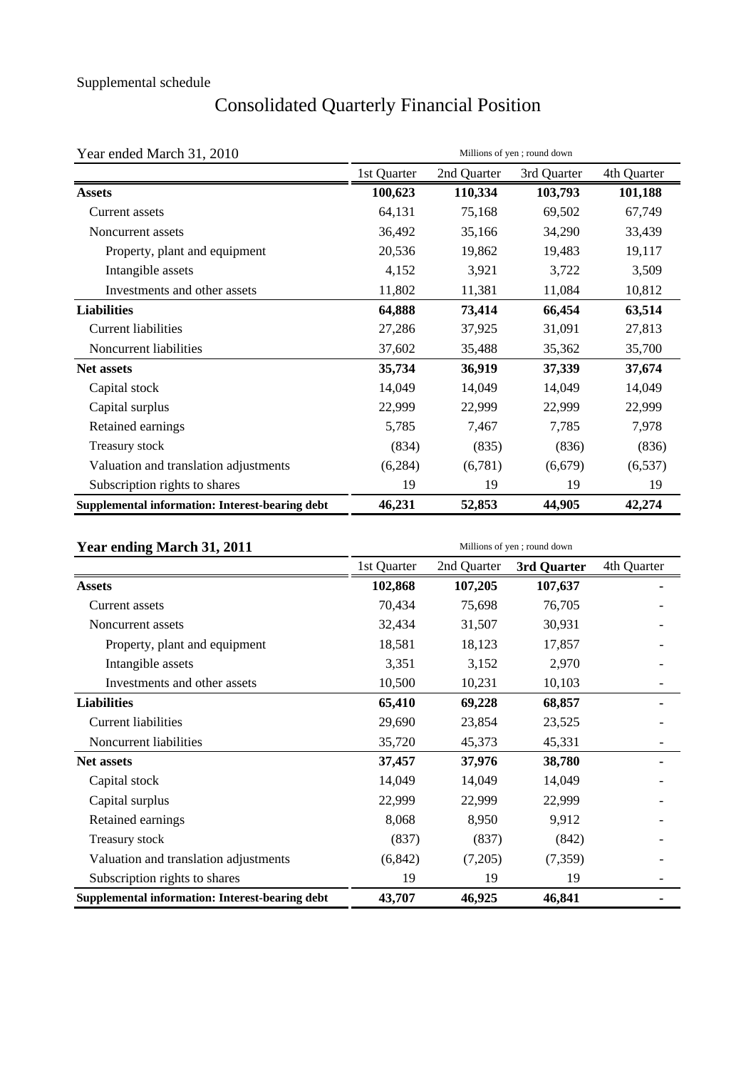Supplemental schedule

# Consolidated Quarterly Financial Position

Year ended March 31, 2010

Millions of yen ; round down

| | 1st Quarter | 2nd Quarter | 3rd Quarter | 4th Quarter |
|---|---|---|---|---|
| **Assets** | **100,623** | **110,334** | **103,793** | **101,188** |
| Current assets | 64,131 | 75,168 | 69,502 | 67,749 |
| Noncurrent assets | 36,492 | 35,166 | 34,290 | 33,439 |
| Property, plant and equipment | 20,536 | 19,862 | 19,483 | 19,117 |
| Intangible assets | 4,152 | 3,921 | 3,722 | 3,509 |
| Investments and other assets | 11,802 | 11,381 | 11,084 | 10,812 |
| **Liabilities** | **64,888** | **73,414** | **66,454** | **63,514** |
| Current liabilities | 27,286 | 37,925 | 31,091 | 27,813 |
| Noncurrent liabilities | 37,602 | 35,488 | 35,362 | 35,700 |
| **Net assets** | **35,734** | **36,919** | **37,339** | **37,674** |
| Capital stock | 14,049 | 14,049 | 14,049 | 14,049 |
| Capital surplus | 22,999 | 22,999 | 22,999 | 22,999 |
| Retained earnings | 5,785 | 7,467 | 7,785 | 7,978 |
| Treasury stock | (834) | (835) | (836) | (836) |
| Valuation and translation adjustments | (6,284) | (6,781) | (6,679) | (6,537) |
| Subscription rights to shares | 19 | 19 | 19 | 19 |
| **Supplemental information: Interest-bearing debt** | **46,231** | **52,853** | **44,905** | **42,274** |

**Year ending March 31, 2011**

Millions of yen ; round down

| | 1st Quarter | 2nd Quarter | **3rd Quarter** | 4th Quarter |
|---|---|---|---|---|
| **Assets** | **102,868** | **107,205** | **107,637** | **-** |
| Current assets | 70,434 | 75,698 | 76,705 | - |
| Noncurrent assets | 32,434 | 31,507 | 30,931 | - |
| Property, plant and equipment | 18,581 | 18,123 | 17,857 | - |
| Intangible assets | 3,351 | 3,152 | 2,970 | - |
| Investments and other assets | 10,500 | 10,231 | 10,103 | - |
| **Liabilities** | **65,410** | **69,228** | **68,857** | **-** |
| Current liabilities | 29,690 | 23,854 | 23,525 | - |
| Noncurrent liabilities | 35,720 | 45,373 | 45,331 | - |
| **Net assets** | **37,457** | **37,976** | **38,780** | **-** |
| Capital stock | 14,049 | 14,049 | 14,049 | - |
| Capital surplus | 22,999 | 22,999 | 22,999 | - |
| Retained earnings | 8,068 | 8,950 | 9,912 | - |
| Treasury stock | (837) | (837) | (842) | - |
| Valuation and translation adjustments | (6,842) | (7,205) | (7,359) | - |
| Subscription rights to shares | 19 | 19 | 19 | - |
| **Supplemental information: Interest-bearing debt** | **43,707** | **46,925** | **46,841** | **-** |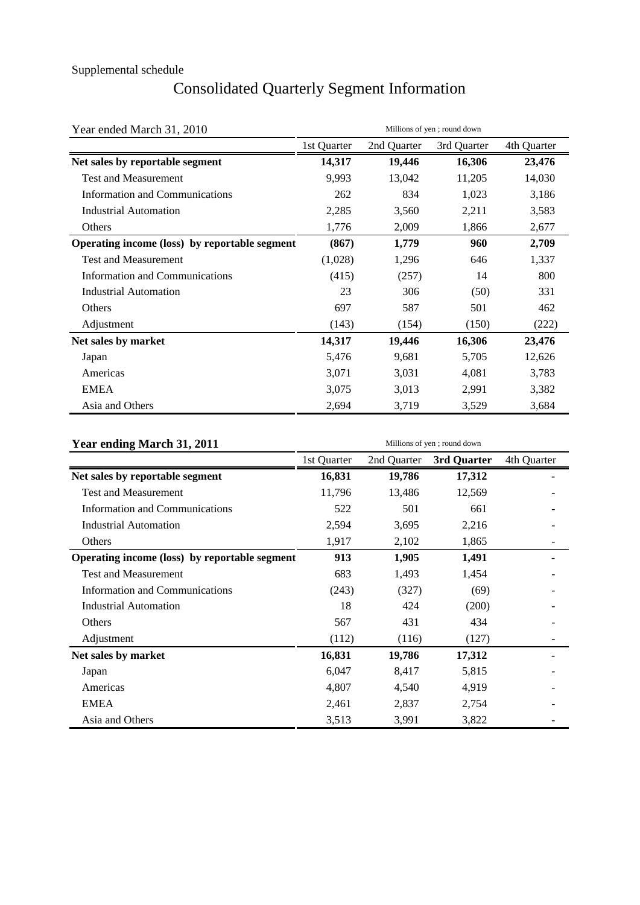Supplemental schedule

# Consolidated Quarterly Segment Information

Year ended March 31, 2010

Millions of yen ; round down

| | 1st Quarter | 2nd Quarter | 3rd Quarter | 4th Quarter |
|---|---|---|---|---|
| **Net sales by reportable segment** | **14,317** | **19,446** | **16,306** | **23,476** |
| Test and Measurement | 9,993 | 13,042 | 11,205 | 14,030 |
| Information and Communications | 262 | 834 | 1,023 | 3,186 |
| Industrial Automation | 2,285 | 3,560 | 2,211 | 3,583 |
| Others | 1,776 | 2,009 | 1,866 | 2,677 |
| **Operating income (loss) by reportable segment** | **(867)** | **1,779** | **960** | **2,709** |
| Test and Measurement | (1,028) | 1,296 | 646 | 1,337 |
| Information and Communications | (415) | (257) | 14 | 800 |
| Industrial Automation | 23 | 306 | (50) | 331 |
| Others | 697 | 587 | 501 | 462 |
| Adjustment | (143) | (154) | (150) | (222) |
| **Net sales by market** | **14,317** | **19,446** | **16,306** | **23,476** |
| Japan | 5,476 | 9,681 | 5,705 | 12,626 |
| Americas | 3,071 | 3,031 | 4,081 | 3,783 |
| EMEA | 3,075 | 3,013 | 2,991 | 3,382 |
| Asia and Others | 2,694 | 3,719 | 3,529 | 3,684 |

**Year ending March 31, 2011**

Millions of yen ; round down

| | 1st Quarter | 2nd Quarter | **3rd Quarter** | 4th Quarter |
|---|---|---|---|---|
| **Net sales by reportable segment** | **16,831** | **19,786** | **17,312** | **-** |
| Test and Measurement | 11,796 | 13,486 | 12,569 | - |
| Information and Communications | 522 | 501 | 661 | - |
| Industrial Automation | 2,594 | 3,695 | 2,216 | - |
| Others | 1,917 | 2,102 | 1,865 | - |
| **Operating income (loss) by reportable segment** | **913** | **1,905** | **1,491** | **-** |
| Test and Measurement | 683 | 1,493 | 1,454 | - |
| Information and Communications | (243) | (327) | (69) | - |
| Industrial Automation | 18 | 424 | (200) | - |
| Others | 567 | 431 | 434 | - |
| Adjustment | (112) | (116) | (127) | - |
| **Net sales by market** | **16,831** | **19,786** | **17,312** | **-** |
| Japan | 6,047 | 8,417 | 5,815 | - |
| Americas | 4,807 | 4,540 | 4,919 | - |
| EMEA | 2,461 | 2,837 | 2,754 | - |
| Asia and Others | 3,513 | 3,991 | 3,822 | - |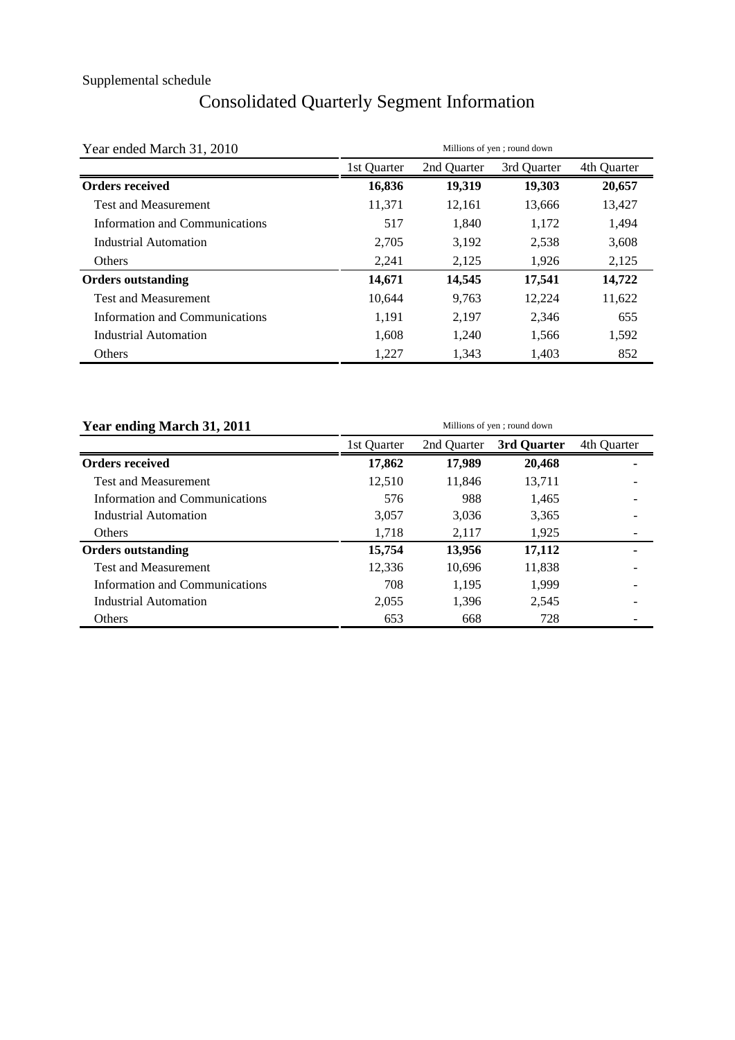Supplemental schedule

# Consolidated Quarterly Segment Information

Year ended March 31, 2010

Millions of yen ; round down

| | 1st Quarter | 2nd Quarter | 3rd Quarter | 4th Quarter |
|---|---|---|---|---|
| **Orders received** | **16,836** | **19,319** | **19,303** | **20,657** |
| Test and Measurement | 11,371 | 12,161 | 13,666 | 13,427 |
| Information and Communications | 517 | 1,840 | 1,172 | 1,494 |
| Industrial Automation | 2,705 | 3,192 | 2,538 | 3,608 |
| Others | 2,241 | 2,125 | 1,926 | 2,125 |
| **Orders outstanding** | **14,671** | **14,545** | **17,541** | **14,722** |
| Test and Measurement | 10,644 | 9,763 | 12,224 | 11,622 |
| Information and Communications | 1,191 | 2,197 | 2,346 | 655 |
| Industrial Automation | 1,608 | 1,240 | 1,566 | 1,592 |
| Others | 1,227 | 1,343 | 1,403 | 852 |

**Year ending March 31, 2011**

Millions of yen ; round down

| | 1st Quarter | 2nd Quarter | **3rd Quarter** | 4th Quarter |
|---|---|---|---|---|
| **Orders received** | **17,862** | **17,989** | **20,468** | **-** |
| Test and Measurement | 12,510 | 11,846 | 13,711 | - |
| Information and Communications | 576 | 988 | 1,465 | - |
| Industrial Automation | 3,057 | 3,036 | 3,365 | - |
| Others | 1,718 | 2,117 | 1,925 | - |
| **Orders outstanding** | **15,754** | **13,956** | **17,112** | **-** |
| Test and Measurement | 12,336 | 10,696 | 11,838 | - |
| Information and Communications | 708 | 1,195 | 1,999 | - |
| Industrial Automation | 2,055 | 1,396 | 2,545 | - |
| Others | 653 | 668 | 728 | - |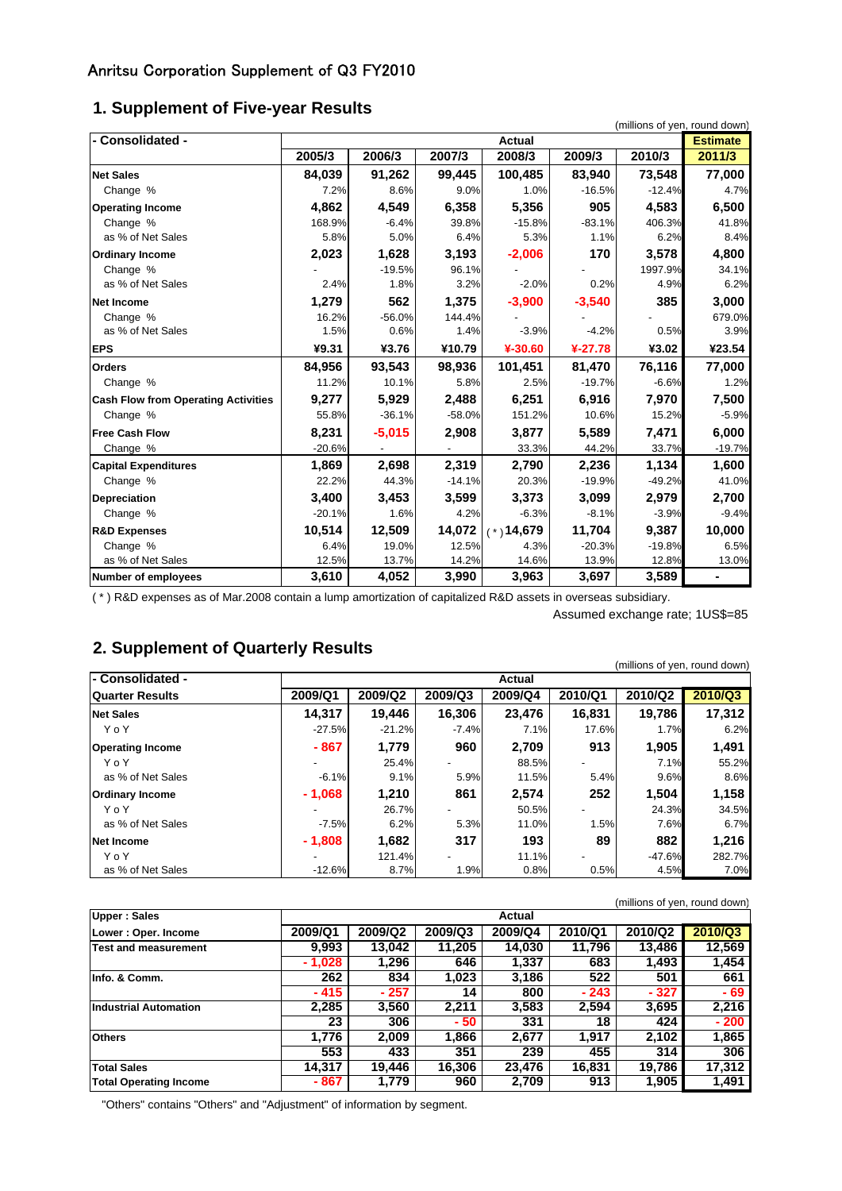Anritsu Corporation Supplement of Q3 FY2010

## 1. Supplement of Five-year Results

(millions of yen, round down)

| - Consolidated - | Actual | | | | | | Estimate |
|---|---|---|---|---|---|---|---|
| | 2005/3 | 2006/3 | 2007/3 | 2008/3 | 2009/3 | 2010/3 | 2011/3 |
| **Net Sales** | 84,039 | 91,262 | 99,445 | 100,485 | 83,940 | 73,548 | 77,000 |
| Change % | 7.2% | 8.6% | 9.0% | 1.0% | -16.5% | -12.4% | 4.7% |
| **Operating Income** | 4,862 | 4,549 | 6,358 | 5,356 | 905 | 4,583 | 6,500 |
| Change % | 168.9% | -6.4% | 39.8% | -15.8% | -83.1% | 406.3% | 41.8% |
| as % of Net Sales | 5.8% | 5.0% | 6.4% | 5.3% | 1.1% | 6.2% | 8.4% |
| **Ordinary Income** | 2,023 | 1,628 | 3,193 | -2,006 | 170 | 3,578 | 4,800 |
| Change % | - | -19.5% | 96.1% | - | - | 1997.9% | 34.1% |
| as % of Net Sales | 2.4% | 1.8% | 3.2% | -2.0% | 0.2% | 4.9% | 6.2% |
| **Net Income** | 1,279 | 562 | 1,375 | -3,900 | -3,540 | 385 | 3,000 |
| Change % | 16.2% | -56.0% | 144.4% | - | - | - | 679.0% |
| as % of Net Sales | 1.5% | 0.6% | 1.4% | -3.9% | -4.2% | 0.5% | 3.9% |
| **EPS** | ¥9.31 | ¥3.76 | ¥10.79 | ¥-30.60 | ¥-27.78 | ¥3.02 | ¥23.54 |
| **Orders** | 84,956 | 93,543 | 98,936 | 101,451 | 81,470 | 76,116 | 77,000 |
| Change % | 11.2% | 10.1% | 5.8% | 2.5% | -19.7% | -6.6% | 1.2% |
| **Cash Flow from Operating Activities** | 9,277 | 5,929 | 2,488 | 6,251 | 6,916 | 7,970 | 7,500 |
| Change % | 55.8% | -36.1% | -58.0% | 151.2% | 10.6% | 15.2% | -5.9% |
| **Free Cash Flow** | 8,231 | -5,015 | 2,908 | 3,877 | 5,589 | 7,471 | 6,000 |
| Change % | -20.6% | - | - | 33.3% | 44.2% | 33.7% | -19.7% |
| **Capital Expenditures** | 1,869 | 2,698 | 2,319 | 2,790 | 2,236 | 1,134 | 1,600 |
| Change % | 22.2% | 44.3% | -14.1% | 20.3% | -19.9% | -49.2% | 41.0% |
| **Depreciation** | 3,400 | 3,453 | 3,599 | 3,373 | 3,099 | 2,979 | 2,700 |
| Change % | -20.1% | 1.6% | 4.2% | -6.3% | -8.1% | -3.9% | -9.4% |
| **R&D Expenses** | 10,514 | 12,509 | 14,072 | (*) 14,679 | 11,704 | 9,387 | 10,000 |
| Change % | 6.4% | 19.0% | 12.5% | 4.3% | -20.3% | -19.8% | 6.5% |
| as % of Net Sales | 12.5% | 13.7% | 14.2% | 14.6% | 13.9% | 12.8% | 13.0% |
| **Number of employees** | 3,610 | 4,052 | 3,990 | 3,963 | 3,697 | 3,589 | - |

( * ) R&D expenses as of Mar.2008 contain a lump amortization of capitalized R&D assets in overseas subsidiary.

Assumed exchange rate; 1US$=85

## 2. Supplement of Quarterly Results

(millions of yen, round down)

| - Consolidated - | Actual | | | | | | |
|---|---|---|---|---|---|---|---|
| **Quarter Results** | 2009/Q1 | 2009/Q2 | 2009/Q3 | 2009/Q4 | 2010/Q1 | 2010/Q2 | 2010/Q3 |
| **Net Sales** | 14,317 | 19,446 | 16,306 | 23,476 | 16,831 | 19,786 | 17,312 |
| YoY | -27.5% | -21.2% | -7.4% | 7.1% | 17.6% | 1.7% | 6.2% |
| **Operating Income** | - 867 | 1,779 | 960 | 2,709 | 913 | 1,905 | 1,491 |
| YoY | - | 25.4% | - | 88.5% | - | 7.1% | 55.2% |
| as % of Net Sales | -6.1% | 9.1% | 5.9% | 11.5% | 5.4% | 9.6% | 8.6% |
| **Ordinary Income** | - 1,068 | 1,210 | 861 | 2,574 | 252 | 1,504 | 1,158 |
| YoY | - | 26.7% | - | 50.5% | - | 24.3% | 34.5% |
| as % of Net Sales | -7.5% | 6.2% | 5.3% | 11.0% | 1.5% | 7.6% | 6.7% |
| **Net Income** | - 1,808 | 1,682 | 317 | 193 | 89 | 882 | 1,216 |
| YoY | - | 121.4% | - | 11.1% | - | -47.6% | 282.7% |
| as % of Net Sales | -12.6% | 8.7% | 1.9% | 0.8% | 0.5% | 4.5% | 7.0% |

(millions of yen, round down)

| Upper : Sales | Actual | | | | | | |
|---|---|---|---|---|---|---|---|
| **Lower : Oper. Income** | 2009/Q1 | 2009/Q2 | 2009/Q3 | 2009/Q4 | 2010/Q1 | 2010/Q2 | 2010/Q3 |
| **Test and measurement** | 9,993 | 13,042 | 11,205 | 14,030 | 11,796 | 13,486 | 12,569 |
| | - 1,028 | 1,296 | 646 | 1,337 | 683 | 1,493 | 1,454 |
| **Info. & Comm.** | 262 | 834 | 1,023 | 3,186 | 522 | 501 | 661 |
| | - 415 | - 257 | 14 | 800 | - 243 | - 327 | - 69 |
| **Industrial Automation** | 2,285 | 3,560 | 2,211 | 3,583 | 2,594 | 3,695 | 2,216 |
| | 23 | 306 | - 50 | 331 | 18 | 424 | - 200 |
| **Others** | 1,776 | 2,009 | 1,866 | 2,677 | 1,917 | 2,102 | 1,865 |
| | 553 | 433 | 351 | 239 | 455 | 314 | 306 |
| **Total Sales** | 14,317 | 19,446 | 16,306 | 23,476 | 16,831 | 19,786 | 17,312 |
| **Total Operating Income** | - 867 | 1,779 | 960 | 2,709 | 913 | 1,905 | 1,491 |

"Others" contains "Others" and "Adjustment" of information by segment.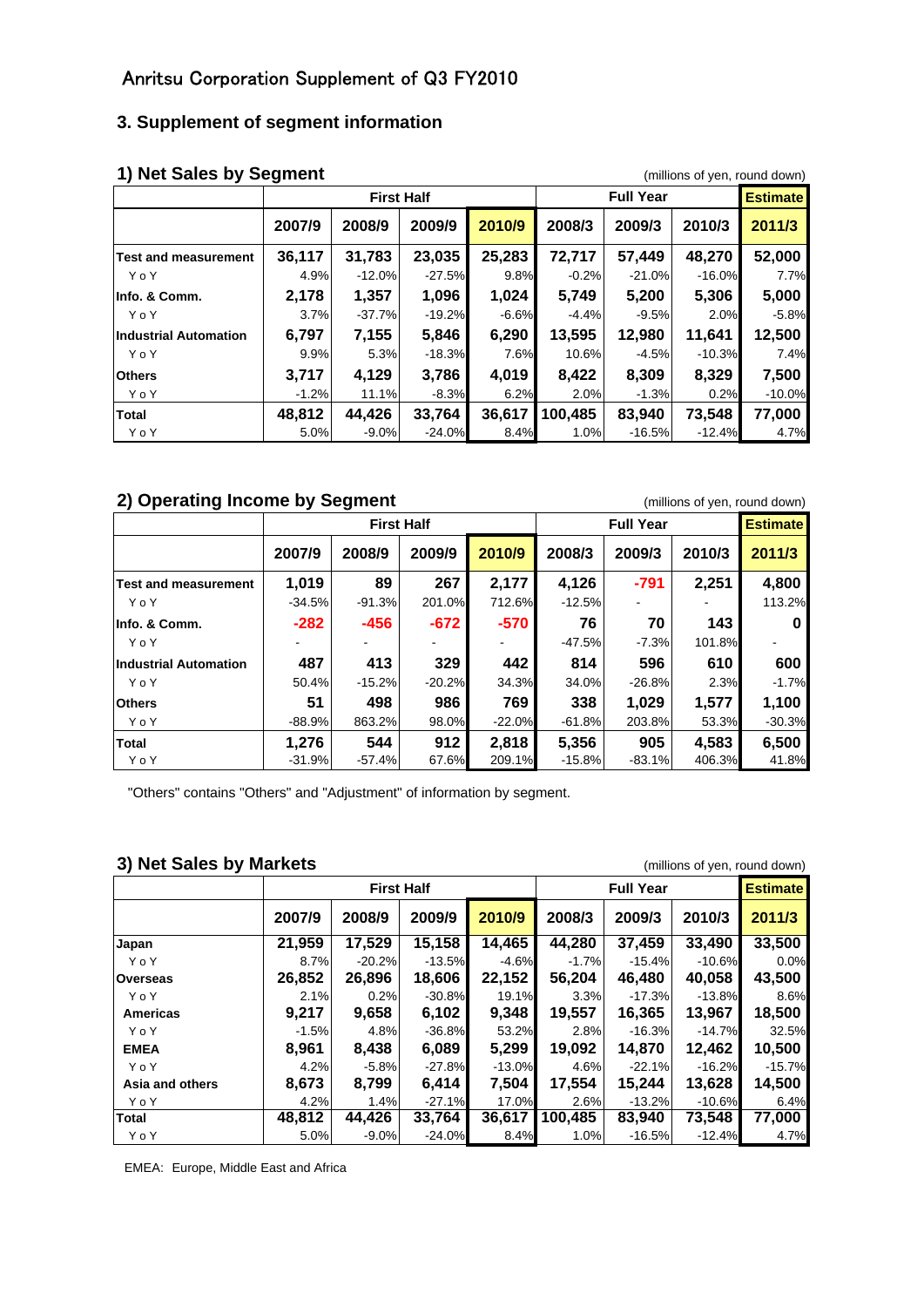# Anritsu Corporation Supplement of Q3 FY2010

## 3. Supplement of segment information

### 1) Net Sales by Segment

(millions of yen, round down)

| | First Half | | | | Full Year | | | Estimate |
|---|---|---|---|---|---|---|---|---|
| | 2007/9 | 2008/9 | 2009/9 | 2010/9 | 2008/3 | 2009/3 | 2010/3 | 2011/3 |
| **Test and measurement** | **36,117** | **31,783** | **23,035** | **25,283** | **72,717** | **57,449** | **48,270** | **52,000** |
| YoY | 4.9% | -12.0% | -27.5% | 9.8% | -0.2% | -21.0% | -16.0% | 7.7% |
| **Info. & Comm.** | **2,178** | **1,357** | **1,096** | **1,024** | **5,749** | **5,200** | **5,306** | **5,000** |
| YoY | 3.7% | -37.7% | -19.2% | -6.6% | -4.4% | -9.5% | 2.0% | -5.8% |
| **Industrial Automation** | **6,797** | **7,155** | **5,846** | **6,290** | **13,595** | **12,980** | **11,641** | **12,500** |
| YoY | 9.9% | 5.3% | -18.3% | 7.6% | 10.6% | -4.5% | -10.3% | 7.4% |
| **Others** | **3,717** | **4,129** | **3,786** | **4,019** | **8,422** | **8,309** | **8,329** | **7,500** |
| YoY | -1.2% | 11.1% | -8.3% | 6.2% | 2.0% | -1.3% | 0.2% | -10.0% |
| **Total** | **48,812** | **44,426** | **33,764** | **36,617** | **100,485** | **83,940** | **73,548** | **77,000** |
| YoY | 5.0% | -9.0% | -24.0% | 8.4% | 1.0% | -16.5% | -12.4% | 4.7% |

### 2) Operating Income by Segment

(millions of yen, round down)

| | First Half | | | | Full Year | | | Estimate |
|---|---|---|---|---|---|---|---|---|
| | 2007/9 | 2008/9 | 2009/9 | 2010/9 | 2008/3 | 2009/3 | 2010/3 | 2011/3 |
| **Test and measurement** | **1,019** | **89** | **267** | **2,177** | **4,126** | **-791** | **2,251** | **4,800** |
| YoY | -34.5% | -91.3% | 201.0% | 712.6% | -12.5% | - | - | 113.2% |
| **Info. & Comm.** | **-282** | **-456** | **-672** | **-570** | **76** | **70** | **143** | **0** |
| YoY | - | - | - | - | -47.5% | -7.3% | 101.8% | - |
| **Industrial Automation** | **487** | **413** | **329** | **442** | **814** | **596** | **610** | **600** |
| YoY | 50.4% | -15.2% | -20.2% | 34.3% | 34.0% | -26.8% | 2.3% | -1.7% |
| **Others** | **51** | **498** | **986** | **769** | **338** | **1,029** | **1,577** | **1,100** |
| YoY | -88.9% | 863.2% | 98.0% | -22.0% | -61.8% | 203.8% | 53.3% | -30.3% |
| **Total** | **1,276** | **544** | **912** | **2,818** | **5,356** | **905** | **4,583** | **6,500** |
| YoY | -31.9% | -57.4% | 67.6% | 209.1% | -15.8% | -83.1% | 406.3% | 41.8% |

"Others" contains "Others" and "Adjustment" of information by segment.

### 3) Net Sales by Markets

(millions of yen, round down)

| | First Half | | | | Full Year | | | Estimate |
|---|---|---|---|---|---|---|---|---|
| | 2007/9 | 2008/9 | 2009/9 | 2010/9 | 2008/3 | 2009/3 | 2010/3 | 2011/3 |
| **Japan** | **21,959** | **17,529** | **15,158** | **14,465** | **44,280** | **37,459** | **33,490** | **33,500** |
| YoY | 8.7% | -20.2% | -13.5% | -4.6% | -1.7% | -15.4% | -10.6% | 0.0% |
| **Overseas** | **26,852** | **26,896** | **18,606** | **22,152** | **56,204** | **46,480** | **40,058** | **43,500** |
| YoY | 2.1% | 0.2% | -30.8% | 19.1% | 3.3% | -17.3% | -13.8% | 8.6% |
| **Americas** | **9,217** | **9,658** | **6,102** | **9,348** | **19,557** | **16,365** | **13,967** | **18,500** |
| YoY | -1.5% | 4.8% | -36.8% | 53.2% | 2.8% | -16.3% | -14.7% | 32.5% |
| **EMEA** | **8,961** | **8,438** | **6,089** | **5,299** | **19,092** | **14,870** | **12,462** | **10,500** |
| YoY | 4.2% | -5.8% | -27.8% | -13.0% | 4.6% | -22.1% | -16.2% | -15.7% |
| **Asia and others** | **8,673** | **8,799** | **6,414** | **7,504** | **17,554** | **15,244** | **13,628** | **14,500** |
| YoY | 4.2% | 1.4% | -27.1% | 17.0% | 2.6% | -13.2% | -10.6% | 6.4% |
| **Total** | **48,812** | **44,426** | **33,764** | **36,617** | **100,485** | **83,940** | **73,548** | **77,000** |
| YoY | 5.0% | -9.0% | -24.0% | 8.4% | 1.0% | -16.5% | -12.4% | 4.7% |

EMEA: Europe, Middle East and Africa